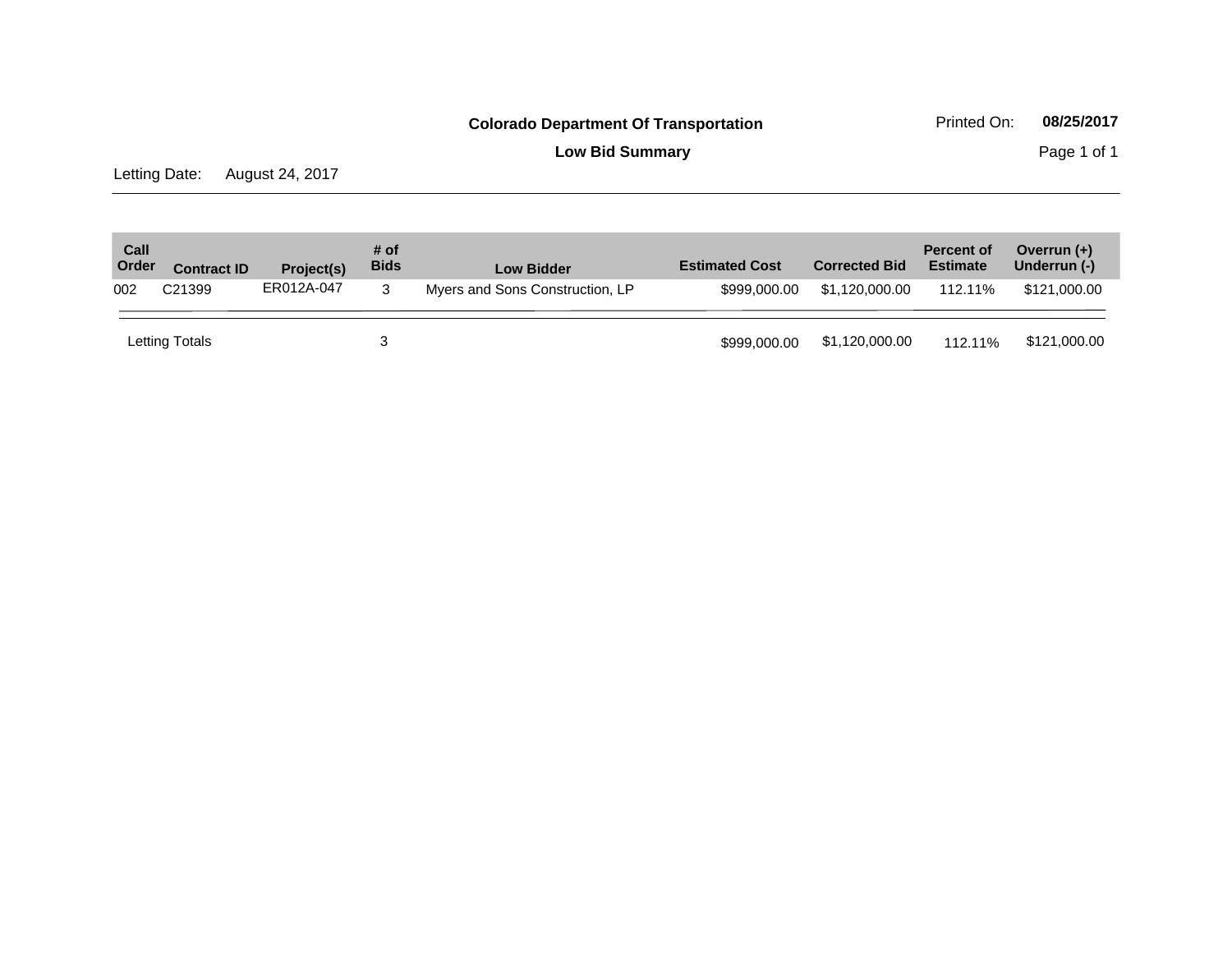**Colorado Department Of Transportation**

**Low Bid Summary**

Printed On: **08/25/2017**

Letting Date: August 24, 2017

| Call Order | Contract ID | Project(s) | # of Bids | Low Bidder | Estimated Cost | Corrected Bid | Percent of Estimate | Overrun (+) Underrun (-) |
|---|---|---|---|---|---|---|---|---|
| 002 | C21399 | ER012A-047 | 3 | Myers and Sons Construction, LP | $999,000.00 | $1,120,000.00 | 112.11% | $121,000.00 |
| Letting Totals | | | 3 | | $999,000.00 | $1,120,000.00 | 112.11% | $121,000.00 |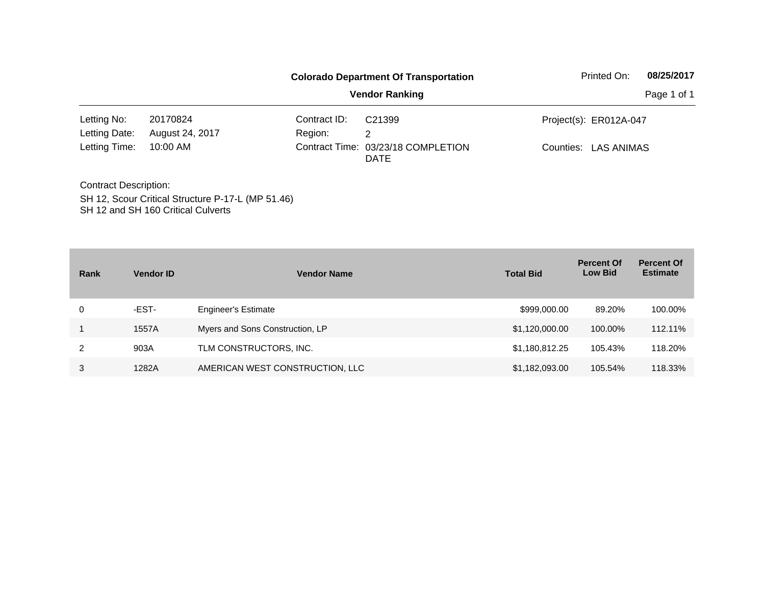**Colorado Department Of Transportation**

**Vendor Ranking**

Printed On: **08/25/2017**

| | | | | | |
|---|---|---|---|---|---|
| Letting No: | 20170824 | Contract ID: | C21399 | Project(s): | ER012A-047 |
| Letting Date: | August 24, 2017 | Region: | 2 | | |
| Letting Time: | 10:00 AM | Contract Time: | 03/23/18 COMPLETION DATE | Counties: | LAS ANIMAS |

Contract Description:

SH 12, Scour Critical Structure P-17-L (MP 51.46)
SH 12 and SH 160 Critical Culverts

| Rank | Vendor ID | Vendor Name | Total Bid | Percent Of Low Bid | Percent Of Estimate |
|---|---|---|---|---|---|
| 0 | -EST- | Engineer's Estimate | $999,000.00 | 89.20% | 100.00% |
| 1 | 1557A | Myers and Sons Construction, LP | $1,120,000.00 | 100.00% | 112.11% |
| 2 | 903A | TLM CONSTRUCTORS, INC. | $1,180,812.25 | 105.43% | 118.20% |
| 3 | 1282A | AMERICAN WEST CONSTRUCTION, LLC | $1,182,093.00 | 105.54% | 118.33% |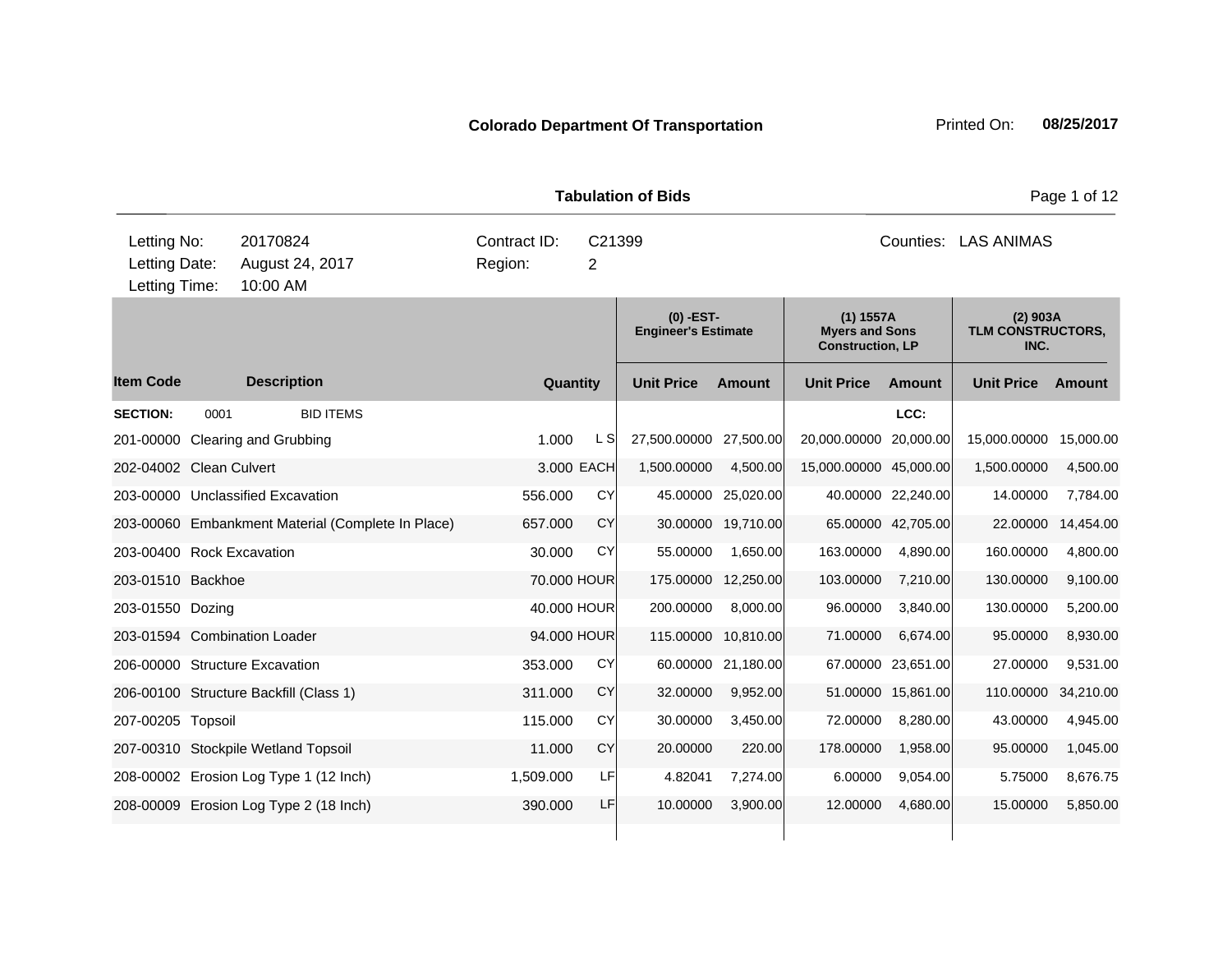**Colorado Department Of Transportation** Printed On: **08/25/2017**

## Tabulation of Bids

| | | | |
|---|---|---|---|
| Letting No: | 20170824 | Contract ID: | C21399 |
| Letting Date: | August 24, 2017 | Region: | 2 |
| Letting Time: | 10:00 AM | Counties: | LAS ANIMAS |

| Item Code | Description | Quantity | | (0) -EST- Engineer's Estimate | | (1) 1557A Myers and Sons Construction, LP | | (2) 903A TLM CONSTRUCTORS, INC. | |
|---|---|---|---|---|---|---|---|---|---|
| | | | | Unit Price | Amount | Unit Price | Amount | Unit Price | Amount |
| **SECTION:** | 0001 BID ITEMS | | | | | | LCC: | | |
| 201-00000 | Clearing and Grubbing | 1.000 | L S | 27,500.00000 | 27,500.00 | 20,000.00000 | 20,000.00 | 15,000.00000 | 15,000.00 |
| 202-04002 | Clean Culvert | 3.000 | EACH | 1,500.00000 | 4,500.00 | 15,000.00000 | 45,000.00 | 1,500.00000 | 4,500.00 |
| 203-00000 | Unclassified Excavation | 556.000 | CY | 45.00000 | 25,020.00 | 40.00000 | 22,240.00 | 14.00000 | 7,784.00 |
| 203-00060 | Embankment Material (Complete In Place) | 657.000 | CY | 30.00000 | 19,710.00 | 65.00000 | 42,705.00 | 22.00000 | 14,454.00 |
| 203-00400 | Rock Excavation | 30.000 | CY | 55.00000 | 1,650.00 | 163.00000 | 4,890.00 | 160.00000 | 4,800.00 |
| 203-01510 | Backhoe | 70.000 | HOUR | 175.00000 | 12,250.00 | 103.00000 | 7,210.00 | 130.00000 | 9,100.00 |
| 203-01550 | Dozing | 40.000 | HOUR | 200.00000 | 8,000.00 | 96.00000 | 3,840.00 | 130.00000 | 5,200.00 |
| 203-01594 | Combination Loader | 94.000 | HOUR | 115.00000 | 10,810.00 | 71.00000 | 6,674.00 | 95.00000 | 8,930.00 |
| 206-00000 | Structure Excavation | 353.000 | CY | 60.00000 | 21,180.00 | 67.00000 | 23,651.00 | 27.00000 | 9,531.00 |
| 206-00100 | Structure Backfill (Class 1) | 311.000 | CY | 32.00000 | 9,952.00 | 51.00000 | 15,861.00 | 110.00000 | 34,210.00 |
| 207-00205 | Topsoil | 115.000 | CY | 30.00000 | 3,450.00 | 72.00000 | 8,280.00 | 43.00000 | 4,945.00 |
| 207-00310 | Stockpile Wetland Topsoil | 11.000 | CY | 20.00000 | 220.00 | 178.00000 | 1,958.00 | 95.00000 | 1,045.00 |
| 208-00002 | Erosion Log Type 1 (12 Inch) | 1,509.000 | LF | 4.82041 | 7,274.00 | 6.00000 | 9,054.00 | 5.75000 | 8,676.75 |
| 208-00009 | Erosion Log Type 2 (18 Inch) | 390.000 | LF | 10.00000 | 3,900.00 | 12.00000 | 4,680.00 | 15.00000 | 5,850.00 |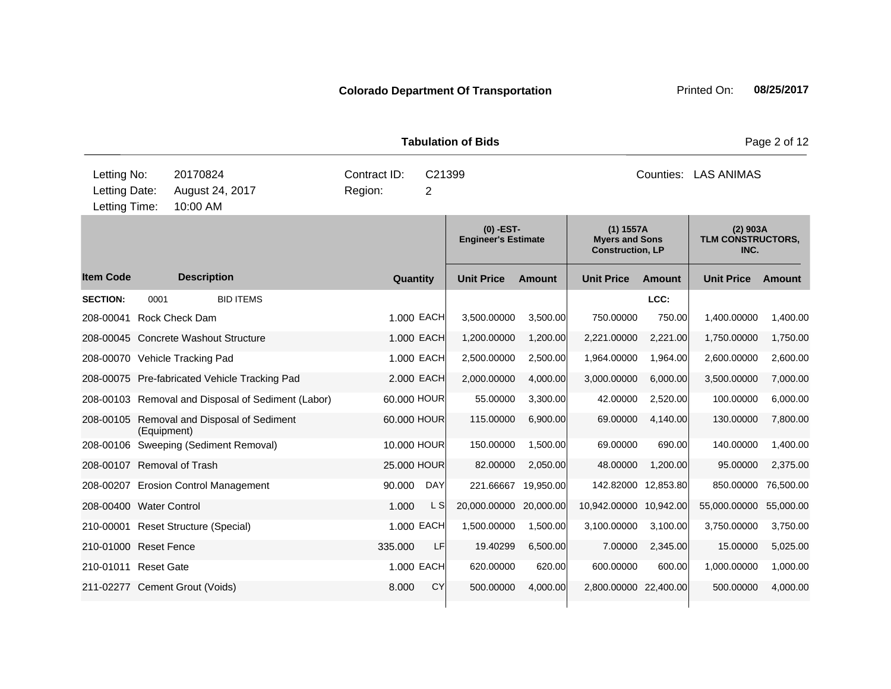**Colorado Department Of Transportation** Printed On: **08/25/2017**

**Tabulation of Bids**

| Letting No: | 20170824 | Contract ID: | C21399 | Counties: | LAS ANIMAS |
|---|---|---|---|---|---|
| Letting Date: | August 24, 2017 | Region: | 2 | | |
| Letting Time: | 10:00 AM | | | | |

| | | | | (0) -EST- Engineer's Estimate | | (1) 1557A Myers and Sons Construction, LP | | (2) 903A TLM CONSTRUCTORS, INC. | |
|---|---|---|---|---|---|---|---|---|---|
| **Item Code** | **Description** | **Quantity** | | **Unit Price** | **Amount** | **Unit Price** | **Amount** | **Unit Price** | **Amount** |
| **SECTION:** | 0001 BID ITEMS | | | | | | **LCC:** | | |
| 208-00041 | Rock Check Dam | 1.000 | EACH | 3,500.00000 | 3,500.00 | 750.00000 | 750.00 | 1,400.00000 | 1,400.00 |
| 208-00045 | Concrete Washout Structure | 1.000 | EACH | 1,200.00000 | 1,200.00 | 2,221.00000 | 2,221.00 | 1,750.00000 | 1,750.00 |
| 208-00070 | Vehicle Tracking Pad | 1.000 | EACH | 2,500.00000 | 2,500.00 | 1,964.00000 | 1,964.00 | 2,600.00000 | 2,600.00 |
| 208-00075 | Pre-fabricated Vehicle Tracking Pad | 2.000 | EACH | 2,000.00000 | 4,000.00 | 3,000.00000 | 6,000.00 | 3,500.00000 | 7,000.00 |
| 208-00103 | Removal and Disposal of Sediment (Labor) | 60.000 | HOUR | 55.00000 | 3,300.00 | 42.00000 | 2,520.00 | 100.00000 | 6,000.00 |
| 208-00105 | Removal and Disposal of Sediment (Equipment) | 60.000 | HOUR | 115.00000 | 6,900.00 | 69.00000 | 4,140.00 | 130.00000 | 7,800.00 |
| 208-00106 | Sweeping (Sediment Removal) | 10.000 | HOUR | 150.00000 | 1,500.00 | 69.00000 | 690.00 | 140.00000 | 1,400.00 |
| 208-00107 | Removal of Trash | 25.000 | HOUR | 82.00000 | 2,050.00 | 48.00000 | 1,200.00 | 95.00000 | 2,375.00 |
| 208-00207 | Erosion Control Management | 90.000 | DAY | 221.66667 | 19,950.00 | 142.82000 | 12,853.80 | 850.00000 | 76,500.00 |
| 208-00400 | Water Control | 1.000 | L S | 20,000.00000 | 20,000.00 | 10,942.00000 | 10,942.00 | 55,000.00000 | 55,000.00 |
| 210-00001 | Reset Structure (Special) | 1.000 | EACH | 1,500.00000 | 1,500.00 | 3,100.00000 | 3,100.00 | 3,750.00000 | 3,750.00 |
| 210-01000 | Reset Fence | 335.000 | LF | 19.40299 | 6,500.00 | 7.00000 | 2,345.00 | 15.00000 | 5,025.00 |
| 210-01011 | Reset Gate | 1.000 | EACH | 620.00000 | 620.00 | 600.00000 | 600.00 | 1,000.00000 | 1,000.00 |
| 211-02277 | Cement Grout (Voids) | 8.000 | CY | 500.00000 | 4,000.00 | 2,800.00000 | 22,400.00 | 500.00000 | 4,000.00 |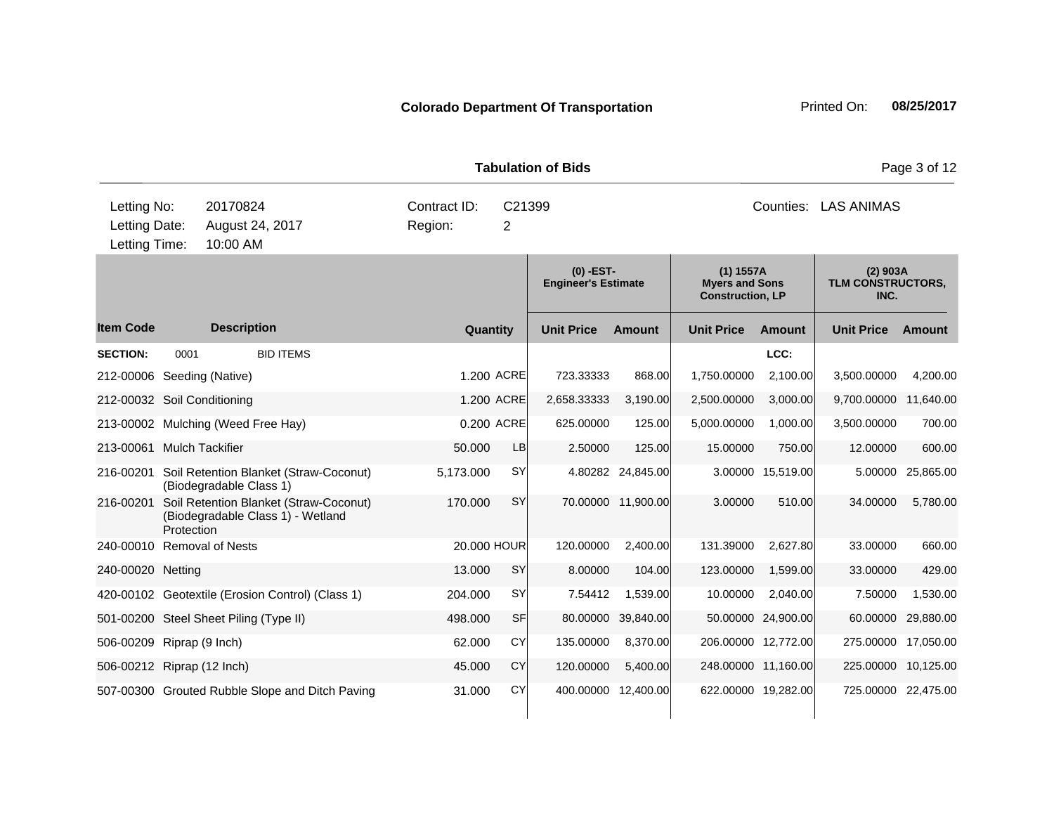**Colorado Department Of Transportation** Printed On: **08/25/2017**

**Tabulation of Bids**

| | | | | | |
|---|---|---|---|---|---|
| Letting No: | 20170824 | Contract ID: | C21399 | Counties: | LAS ANIMAS |
| Letting Date: | August 24, 2017 | Region: | 2 | | |
| Letting Time: | 10:00 AM | | | | |

| | | | | (0) -EST- Engineer's Estimate | | (1) 1557A Myers and Sons Construction, LP | | (2) 903A TLM CONSTRUCTORS, INC. | |
|---|---|---|---|---|---|---|---|---|---|
| **Item Code** | **Description** | **Quantity** | | **Unit Price** | **Amount** | **Unit Price** | **Amount** | **Unit Price** | **Amount** |
| **SECTION:** | 0001 BID ITEMS | | | | | | LCC: | | |
| 212-00006 | Seeding (Native) | 1.200 | ACRE | 723.33333 | 868.00 | 1,750.00000 | 2,100.00 | 3,500.00000 | 4,200.00 |
| 212-00032 | Soil Conditioning | 1.200 | ACRE | 2,658.33333 | 3,190.00 | 2,500.00000 | 3,000.00 | 9,700.00000 | 11,640.00 |
| 213-00002 | Mulching (Weed Free Hay) | 0.200 | ACRE | 625.00000 | 125.00 | 5,000.00000 | 1,000.00 | 3,500.00000 | 700.00 |
| 213-00061 | Mulch Tackifier | 50.000 | LB | 2.50000 | 125.00 | 15.00000 | 750.00 | 12.00000 | 600.00 |
| 216-00201 | Soil Retention Blanket (Straw-Coconut) (Biodegradable Class 1) | 5,173.000 | SY | 4.80282 | 24,845.00 | 3.00000 | 15,519.00 | 5.00000 | 25,865.00 |
| 216-00201 | Soil Retention Blanket (Straw-Coconut) (Biodegradable Class 1) - Wetland Protection | 170.000 | SY | 70.00000 | 11,900.00 | 3.00000 | 510.00 | 34.00000 | 5,780.00 |
| 240-00010 | Removal of Nests | 20.000 | HOUR | 120.00000 | 2,400.00 | 131.39000 | 2,627.80 | 33.00000 | 660.00 |
| 240-00020 | Netting | 13.000 | SY | 8.00000 | 104.00 | 123.00000 | 1,599.00 | 33.00000 | 429.00 |
| 420-00102 | Geotextile (Erosion Control) (Class 1) | 204.000 | SY | 7.54412 | 1,539.00 | 10.00000 | 2,040.00 | 7.50000 | 1,530.00 |
| 501-00200 | Steel Sheet Piling (Type II) | 498.000 | SF | 80.00000 | 39,840.00 | 50.00000 | 24,900.00 | 60.00000 | 29,880.00 |
| 506-00209 | Riprap (9 Inch) | 62.000 | CY | 135.00000 | 8,370.00 | 206.00000 | 12,772.00 | 275.00000 | 17,050.00 |
| 506-00212 | Riprap (12 Inch) | 45.000 | CY | 120.00000 | 5,400.00 | 248.00000 | 11,160.00 | 225.00000 | 10,125.00 |
| 507-00300 | Grouted Rubble Slope and Ditch Paving | 31.000 | CY | 400.00000 | 12,400.00 | 622.00000 | 19,282.00 | 725.00000 | 22,475.00 |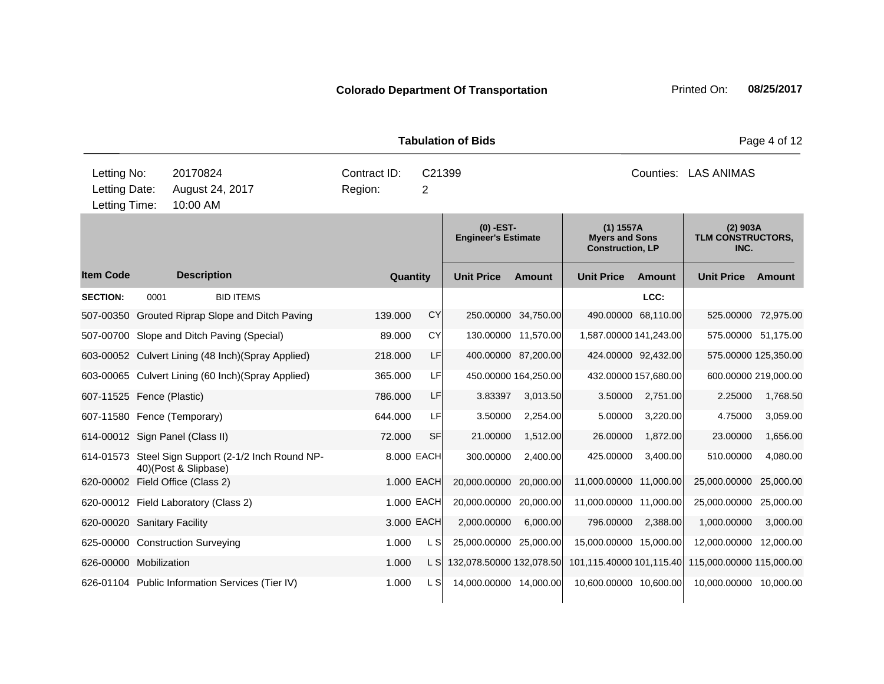**Colorado Department Of Transportation** Printed On: **08/25/2017**

## Tabulation of Bids

| | | | |
|---|---|---|---|
| Letting No: | 20170824 | Contract ID: | C21399 |
| Letting Date: | August 24, 2017 | Region: | 2 |
| Letting Time: | 10:00 AM | | |

Counties: LAS ANIMAS

| | | | | (0) -EST- Engineer's Estimate | | (1) 1557A Myers and Sons Construction, LP | | (2) 903A TLM CONSTRUCTORS, INC. | |
|---|---|---|---|---|---|---|---|---|---|
| **Item Code** | **Description** | **Quantity** | | **Unit Price** | **Amount** | **Unit Price** | **Amount** | **Unit Price** | **Amount** |
| **SECTION:** | 0001 BID ITEMS | | | | | | LCC: | | |
| 507-00350 | Grouted Riprap Slope and Ditch Paving | 139.000 | CY | 250.00000 | 34,750.00 | 490.00000 | 68,110.00 | 525.00000 | 72,975.00 |
| 507-00700 | Slope and Ditch Paving (Special) | 89.000 | CY | 130.00000 | 11,570.00 | 1,587.00000 | 141,243.00 | 575.00000 | 51,175.00 |
| 603-00052 | Culvert Lining (48 Inch)(Spray Applied) | 218.000 | LF | 400.00000 | 87,200.00 | 424.00000 | 92,432.00 | 575.00000 | 125,350.00 |
| 603-00065 | Culvert Lining (60 Inch)(Spray Applied) | 365.000 | LF | 450.00000 | 164,250.00 | 432.00000 | 157,680.00 | 600.00000 | 219,000.00 |
| 607-11525 | Fence (Plastic) | 786.000 | LF | 3.83397 | 3,013.50 | 3.50000 | 2,751.00 | 2.25000 | 1,768.50 |
| 607-11580 | Fence (Temporary) | 644.000 | LF | 3.50000 | 2,254.00 | 5.00000 | 3,220.00 | 4.75000 | 3,059.00 |
| 614-00012 | Sign Panel (Class II) | 72.000 | SF | 21.00000 | 1,512.00 | 26.00000 | 1,872.00 | 23.00000 | 1,656.00 |
| 614-01573 | Steel Sign Support (2-1/2 Inch Round NP-40)(Post & Slipbase) | 8.000 | EACH | 300.00000 | 2,400.00 | 425.00000 | 3,400.00 | 510.00000 | 4,080.00 |
| 620-00002 | Field Office (Class 2) | 1.000 | EACH | 20,000.00000 | 20,000.00 | 11,000.00000 | 11,000.00 | 25,000.00000 | 25,000.00 |
| 620-00012 | Field Laboratory (Class 2) | 1.000 | EACH | 20,000.00000 | 20,000.00 | 11,000.00000 | 11,000.00 | 25,000.00000 | 25,000.00 |
| 620-00020 | Sanitary Facility | 3.000 | EACH | 2,000.00000 | 6,000.00 | 796.00000 | 2,388.00 | 1,000.00000 | 3,000.00 |
| 625-00000 | Construction Surveying | 1.000 | L S | 25,000.00000 | 25,000.00 | 15,000.00000 | 15,000.00 | 12,000.00000 | 12,000.00 |
| 626-00000 | Mobilization | 1.000 | L S | 132,078.50000 | 132,078.50 | 101,115.40000 | 101,115.40 | 115,000.00000 | 115,000.00 |
| 626-01104 | Public Information Services (Tier IV) | 1.000 | L S | 14,000.00000 | 14,000.00 | 10,600.00000 | 10,600.00 | 10,000.00000 | 10,000.00 |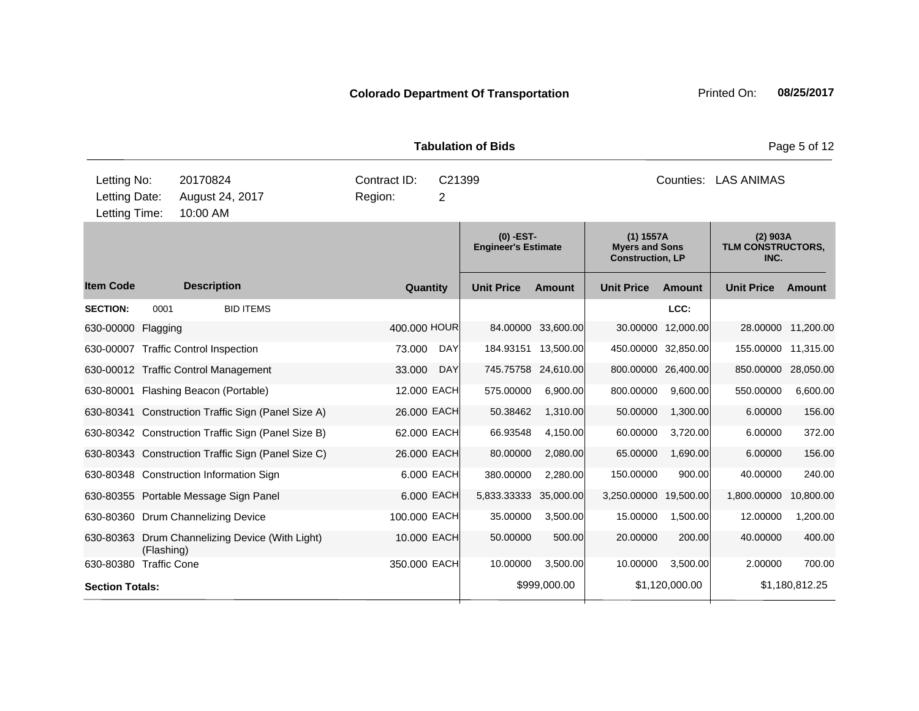**Colorado Department Of Transportation** Printed On: **08/25/2017**

## Tabulation of Bids

| | | | | | |
|---|---|---|---|---|---|
| Letting No: | 20170824 | Contract ID: | C21399 | Counties: | LAS ANIMAS |
| Letting Date: | August 24, 2017 | Region: | 2 | | |
| Letting Time: | 10:00 AM | | | | |

| | | | | (0) -EST- Engineer's Estimate | | (1) 1557A Myers and Sons Construction, LP | | (2) 903A TLM CONSTRUCTORS, INC. | |
|---|---|---|---|---|---|---|---|---|---|
| **Item Code** | **Description** | **Quantity** | | **Unit Price** | **Amount** | **Unit Price** | **Amount** | **Unit Price** | **Amount** |
| **SECTION:** | 0001 BID ITEMS | | | | | | LCC: | | |
| 630-00000 | Flagging | 400.000 | HOUR | 84.00000 | 33,600.00 | 30.00000 | 12,000.00 | 28.00000 | 11,200.00 |
| 630-00007 | Traffic Control Inspection | 73.000 | DAY | 184.93151 | 13,500.00 | 450.00000 | 32,850.00 | 155.00000 | 11,315.00 |
| 630-00012 | Traffic Control Management | 33.000 | DAY | 745.75758 | 24,610.00 | 800.00000 | 26,400.00 | 850.00000 | 28,050.00 |
| 630-80001 | Flashing Beacon (Portable) | 12.000 | EACH | 575.00000 | 6,900.00 | 800.00000 | 9,600.00 | 550.00000 | 6,600.00 |
| 630-80341 | Construction Traffic Sign (Panel Size A) | 26.000 | EACH | 50.38462 | 1,310.00 | 50.00000 | 1,300.00 | 6.00000 | 156.00 |
| 630-80342 | Construction Traffic Sign (Panel Size B) | 62.000 | EACH | 66.93548 | 4,150.00 | 60.00000 | 3,720.00 | 6.00000 | 372.00 |
| 630-80343 | Construction Traffic Sign (Panel Size C) | 26.000 | EACH | 80.00000 | 2,080.00 | 65.00000 | 1,690.00 | 6.00000 | 156.00 |
| 630-80348 | Construction Information Sign | 6.000 | EACH | 380.00000 | 2,280.00 | 150.00000 | 900.00 | 40.00000 | 240.00 |
| 630-80355 | Portable Message Sign Panel | 6.000 | EACH | 5,833.33333 | 35,000.00 | 3,250.00000 | 19,500.00 | 1,800.00000 | 10,800.00 |
| 630-80360 | Drum Channelizing Device | 100.000 | EACH | 35.00000 | 3,500.00 | 15.00000 | 1,500.00 | 12.00000 | 1,200.00 |
| 630-80363 | Drum Channelizing Device (With Light) (Flashing) | 10.000 | EACH | 50.00000 | 500.00 | 20.00000 | 200.00 | 40.00000 | 400.00 |
| 630-80380 | Traffic Cone | 350.000 | EACH | 10.00000 | 3,500.00 | 10.00000 | 3,500.00 | 2.00000 | 700.00 |
| **Section Totals:** | | | | | $999,000.00 | | $1,120,000.00 | | $1,180,812.25 |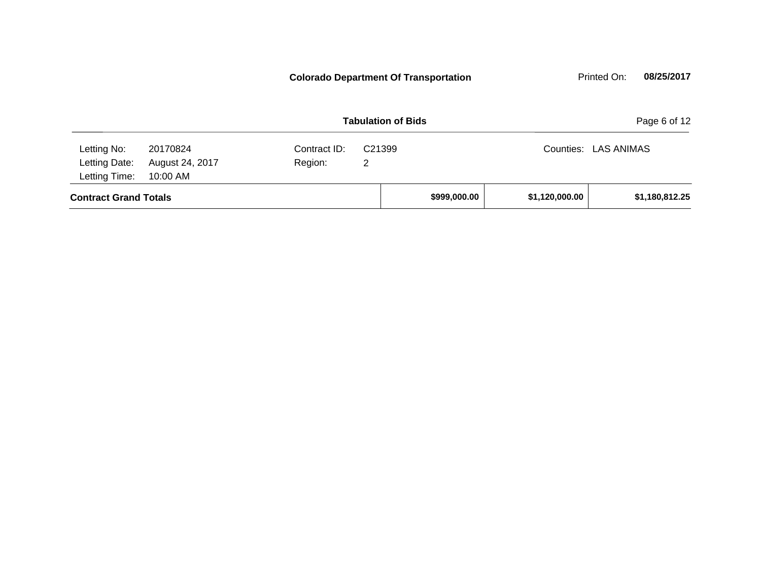**Colorado Department Of Transportation** Printed On: **08/25/2017**

**Tabulation of Bids**

| | | | | | |
|---|---|---|---|---|---|
| Letting No: | 20170824 | Contract ID: | C21399 | Counties: | LAS ANIMAS |
| Letting Date: | August 24, 2017 | Region: | 2 | | |
| Letting Time: | 10:00 AM | | | | |

| | | | |
|---|---|---|---|
| **Contract Grand Totals** | **$999,000.00** | **$1,120,000.00** | **$1,180,812.25** |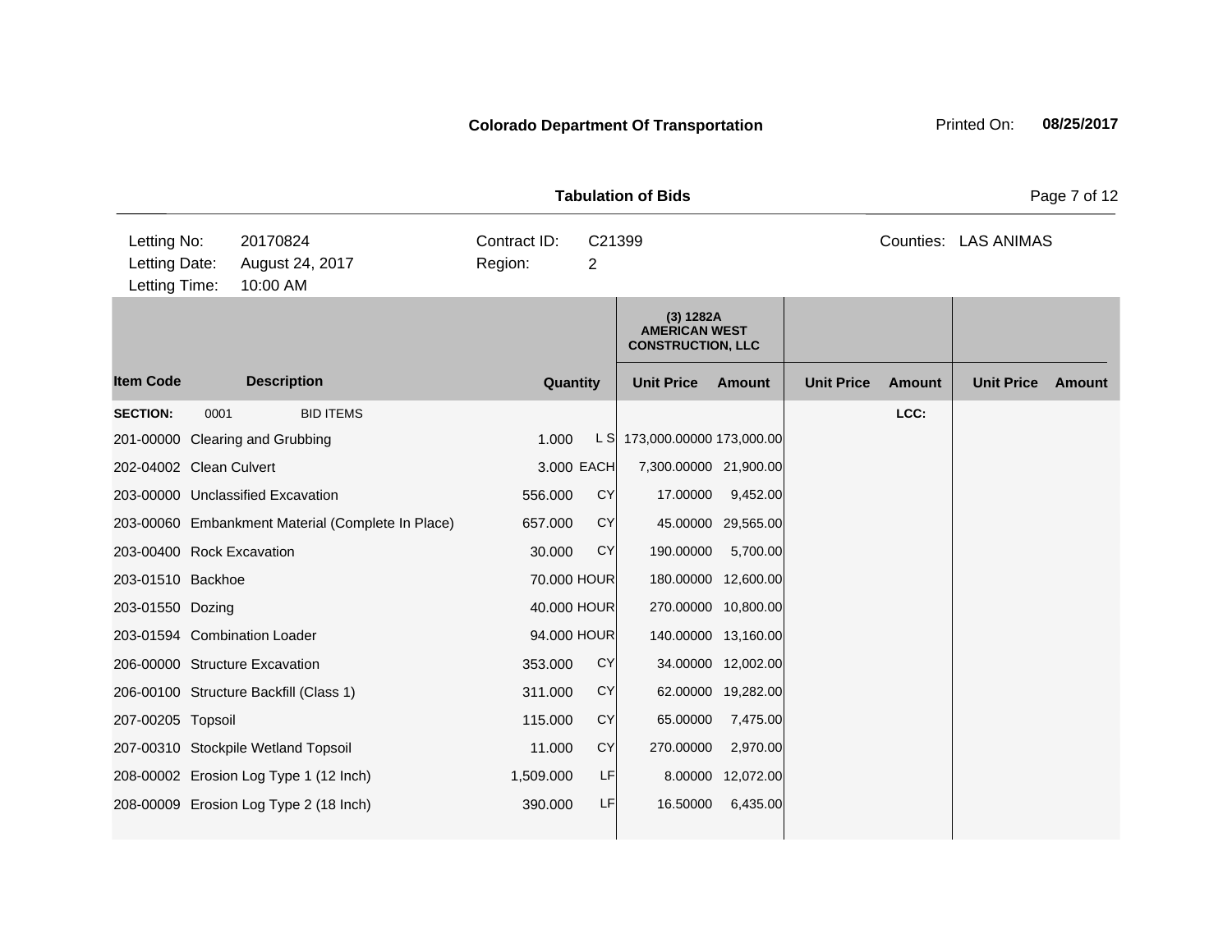**Colorado Department Of Transportation** Printed On: **08/25/2017**

**Tabulation of Bids**

| | | | |
|---|---|---|---|
| Letting No: | 20170824 | Contract ID: | C21399 |
| Letting Date: | August 24, 2017 | Region: | 2 |
| Letting Time: | 10:00 AM | | |

Counties: LAS ANIMAS

| | | | | (3) 1282A AMERICAN WEST CONSTRUCTION, LLC | | | | | |
|---|---|---|---|---|---|---|---|---|---|
| **Item Code** | **Description** | **Quantity** | | **Unit Price** | **Amount** | **Unit Price** | **Amount** | **Unit Price** | **Amount** |
| **SECTION:** 0001 | BID ITEMS | | | | | | LCC: | | |
| 201-00000 | Clearing and Grubbing | 1.000 | L S | 173,000.00000 | 173,000.00 | | | | |
| 202-04002 | Clean Culvert | 3.000 | EACH | 7,300.00000 | 21,900.00 | | | | |
| 203-00000 | Unclassified Excavation | 556.000 | CY | 17.00000 | 9,452.00 | | | | |
| 203-00060 | Embankment Material (Complete In Place) | 657.000 | CY | 45.00000 | 29,565.00 | | | | |
| 203-00400 | Rock Excavation | 30.000 | CY | 190.00000 | 5,700.00 | | | | |
| 203-01510 | Backhoe | 70.000 | HOUR | 180.00000 | 12,600.00 | | | | |
| 203-01550 | Dozing | 40.000 | HOUR | 270.00000 | 10,800.00 | | | | |
| 203-01594 | Combination Loader | 94.000 | HOUR | 140.00000 | 13,160.00 | | | | |
| 206-00000 | Structure Excavation | 353.000 | CY | 34.00000 | 12,002.00 | | | | |
| 206-00100 | Structure Backfill (Class 1) | 311.000 | CY | 62.00000 | 19,282.00 | | | | |
| 207-00205 | Topsoil | 115.000 | CY | 65.00000 | 7,475.00 | | | | |
| 207-00310 | Stockpile Wetland Topsoil | 11.000 | CY | 270.00000 | 2,970.00 | | | | |
| 208-00002 | Erosion Log Type 1 (12 Inch) | 1,509.000 | LF | 8.00000 | 12,072.00 | | | | |
| 208-00009 | Erosion Log Type 2 (18 Inch) | 390.000 | LF | 16.50000 | 6,435.00 | | | | |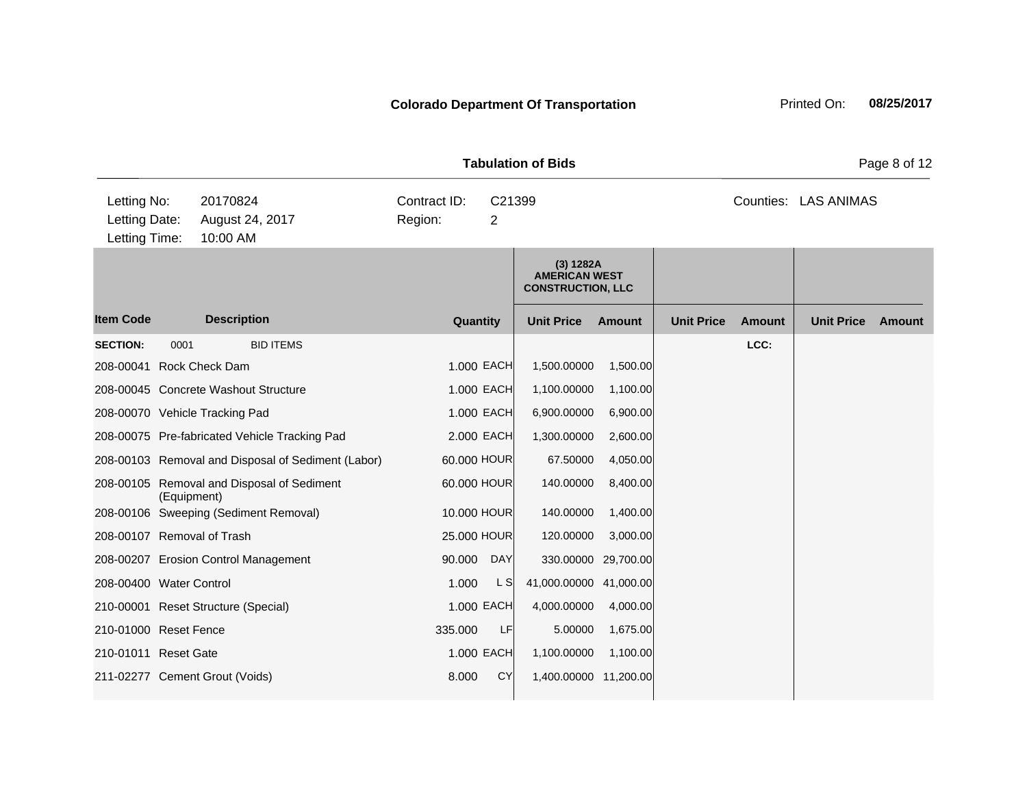**Colorado Department Of Transportation**

Printed On: **08/25/2017**

**Tabulation of Bids**

| | | | | | |
|---|---|---|---|---|---|
| Letting No: | 20170824 | Contract ID: | C21399 | Counties: | LAS ANIMAS |
| Letting Date: | August 24, 2017 | Region: | 2 | | |
| Letting Time: | 10:00 AM | | | | |

| | | | | (3) 1282A AMERICAN WEST CONSTRUCTION, LLC | | | | | |
|---|---|---|---|---|---|---|---|---|---|
| **Item Code** | **Description** | **Quantity** | | **Unit Price** | **Amount** | **Unit Price** | **Amount** | **Unit Price** | **Amount** |
| **SECTION:** | 0001 BID ITEMS | | | | | | LCC: | | |
| 208-00041 | Rock Check Dam | 1.000 | EACH | 1,500.00000 | 1,500.00 | | | | |
| 208-00045 | Concrete Washout Structure | 1.000 | EACH | 1,100.00000 | 1,100.00 | | | | |
| 208-00070 | Vehicle Tracking Pad | 1.000 | EACH | 6,900.00000 | 6,900.00 | | | | |
| 208-00075 | Pre-fabricated Vehicle Tracking Pad | 2.000 | EACH | 1,300.00000 | 2,600.00 | | | | |
| 208-00103 | Removal and Disposal of Sediment (Labor) | 60.000 | HOUR | 67.50000 | 4,050.00 | | | | |
| 208-00105 | Removal and Disposal of Sediment (Equipment) | 60.000 | HOUR | 140.00000 | 8,400.00 | | | | |
| 208-00106 | Sweeping (Sediment Removal) | 10.000 | HOUR | 140.00000 | 1,400.00 | | | | |
| 208-00107 | Removal of Trash | 25.000 | HOUR | 120.00000 | 3,000.00 | | | | |
| 208-00207 | Erosion Control Management | 90.000 | DAY | 330.00000 | 29,700.00 | | | | |
| 208-00400 | Water Control | 1.000 | L S | 41,000.00000 | 41,000.00 | | | | |
| 210-00001 | Reset Structure (Special) | 1.000 | EACH | 4,000.00000 | 4,000.00 | | | | |
| 210-01000 | Reset Fence | 335.000 | LF | 5.00000 | 1,675.00 | | | | |
| 210-01011 | Reset Gate | 1.000 | EACH | 1,100.00000 | 1,100.00 | | | | |
| 211-02277 | Cement Grout (Voids) | 8.000 | CY | 1,400.00000 | 11,200.00 | | | | |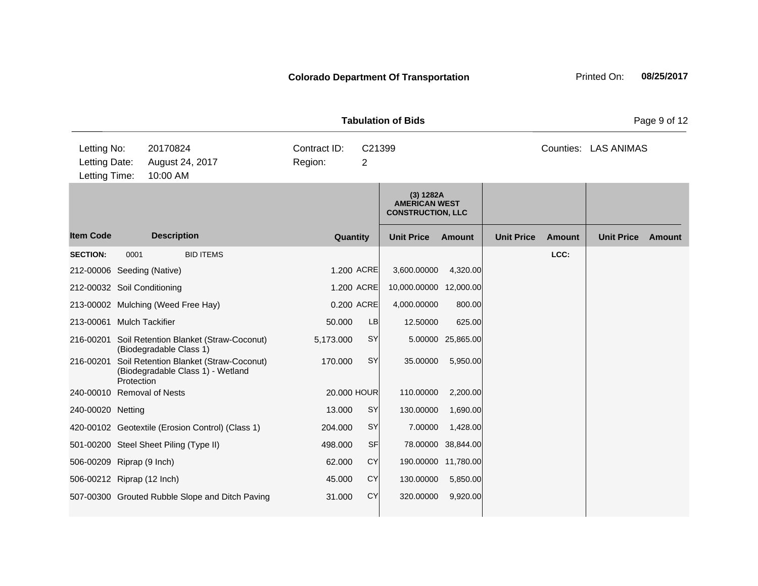**Colorado Department Of Transportation**

Printed On: **08/25/2017**

**Tabulation of Bids**

| | | | | | |
|---|---|---|---|---|---|
| Letting No: | 20170824 | Contract ID: | C21399 | Counties: | LAS ANIMAS |
| Letting Date: | August 24, 2017 | Region: | 2 | | |
| Letting Time: | 10:00 AM | | | | |

| Item Code | Description | Quantity | | (3) 1282A AMERICAN WEST CONSTRUCTION, LLC | | | | | |
|---|---|---|---|---|---|---|---|---|---|
| | | | | Unit Price | Amount | Unit Price | Amount | Unit Price | Amount |
| **SECTION:** | 0001 BID ITEMS | | | | | | LCC: | | |
| 212-00006 | Seeding (Native) | 1.200 | ACRE | 3,600.00000 | 4,320.00 | | | | |
| 212-00032 | Soil Conditioning | 1.200 | ACRE | 10,000.00000 | 12,000.00 | | | | |
| 213-00002 | Mulching (Weed Free Hay) | 0.200 | ACRE | 4,000.00000 | 800.00 | | | | |
| 213-00061 | Mulch Tackifier | 50.000 | LB | 12.50000 | 625.00 | | | | |
| 216-00201 | Soil Retention Blanket (Straw-Coconut) (Biodegradable Class 1) | 5,173.000 | SY | 5.00000 | 25,865.00 | | | | |
| 216-00201 | Soil Retention Blanket (Straw-Coconut) (Biodegradable Class 1) - Wetland Protection | 170.000 | SY | 35.00000 | 5,950.00 | | | | |
| 240-00010 | Removal of Nests | 20.000 | HOUR | 110.00000 | 2,200.00 | | | | |
| 240-00020 | Netting | 13.000 | SY | 130.00000 | 1,690.00 | | | | |
| 420-00102 | Geotextile (Erosion Control) (Class 1) | 204.000 | SY | 7.00000 | 1,428.00 | | | | |
| 501-00200 | Steel Sheet Piling (Type II) | 498.000 | SF | 78.00000 | 38,844.00 | | | | |
| 506-00209 | Riprap (9 Inch) | 62.000 | CY | 190.00000 | 11,780.00 | | | | |
| 506-00212 | Riprap (12 Inch) | 45.000 | CY | 130.00000 | 5,850.00 | | | | |
| 507-00300 | Grouted Rubble Slope and Ditch Paving | 31.000 | CY | 320.00000 | 9,920.00 | | | | |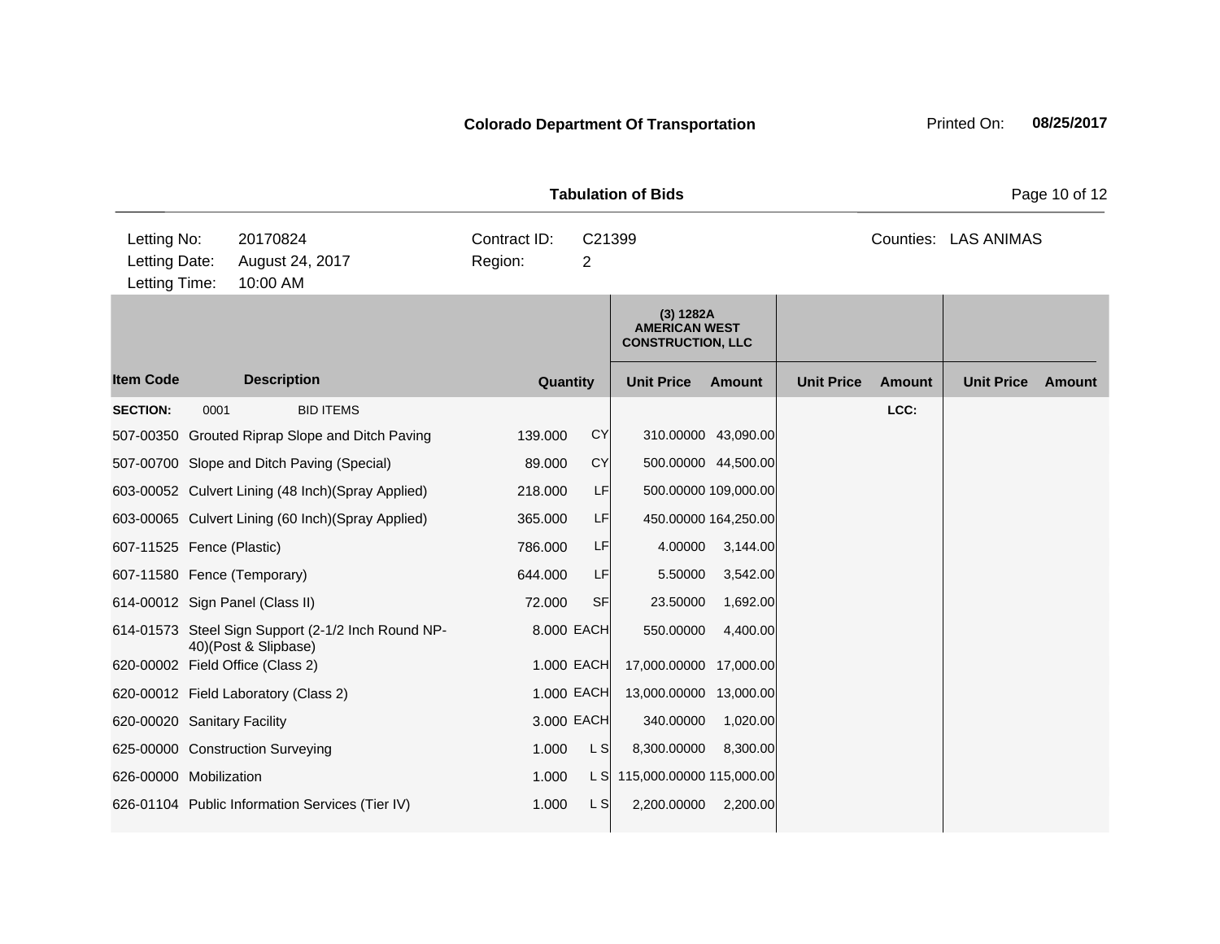**Colorado Department Of Transportation** Printed On: **08/25/2017**

**Tabulation of Bids**

| Letting No: | 20170824 | Contract ID: | C21399 | Counties: | LAS ANIMAS |
|---|---|---|---|---|---|
| Letting Date: | August 24, 2017 | Region: | 2 | | |
| Letting Time: | 10:00 AM | | | | |

| | | | | (3) 1282A AMERICAN WEST CONSTRUCTION, LLC | | | | | |
|---|---|---|---|---|---|---|---|---|---|
| **Item Code** | **Description** | **Quantity** | | **Unit Price** | **Amount** | **Unit Price** | **Amount** | **Unit Price** | **Amount** |
| **SECTION:** | 0001 BID ITEMS | | | | | | **LCC:** | | |
| 507-00350 | Grouted Riprap Slope and Ditch Paving | 139.000 | CY | 310.00000 | 43,090.00 | | | | |
| 507-00700 | Slope and Ditch Paving (Special) | 89.000 | CY | 500.00000 | 44,500.00 | | | | |
| 603-00052 | Culvert Lining (48 Inch)(Spray Applied) | 218.000 | LF | 500.00000 | 109,000.00 | | | | |
| 603-00065 | Culvert Lining (60 Inch)(Spray Applied) | 365.000 | LF | 450.00000 | 164,250.00 | | | | |
| 607-11525 | Fence (Plastic) | 786.000 | LF | 4.00000 | 3,144.00 | | | | |
| 607-11580 | Fence (Temporary) | 644.000 | LF | 5.50000 | 3,542.00 | | | | |
| 614-00012 | Sign Panel (Class II) | 72.000 | SF | 23.50000 | 1,692.00 | | | | |
| 614-01573 | Steel Sign Support (2-1/2 Inch Round NP-40)(Post & Slipbase) | 8.000 | EACH | 550.00000 | 4,400.00 | | | | |
| 620-00002 | Field Office (Class 2) | 1.000 | EACH | 17,000.00000 | 17,000.00 | | | | |
| 620-00012 | Field Laboratory (Class 2) | 1.000 | EACH | 13,000.00000 | 13,000.00 | | | | |
| 620-00020 | Sanitary Facility | 3.000 | EACH | 340.00000 | 1,020.00 | | | | |
| 625-00000 | Construction Surveying | 1.000 | L S | 8,300.00000 | 8,300.00 | | | | |
| 626-00000 | Mobilization | 1.000 | L S | 115,000.00000 | 115,000.00 | | | | |
| 626-01104 | Public Information Services (Tier IV) | 1.000 | L S | 2,200.00000 | 2,200.00 | | | | |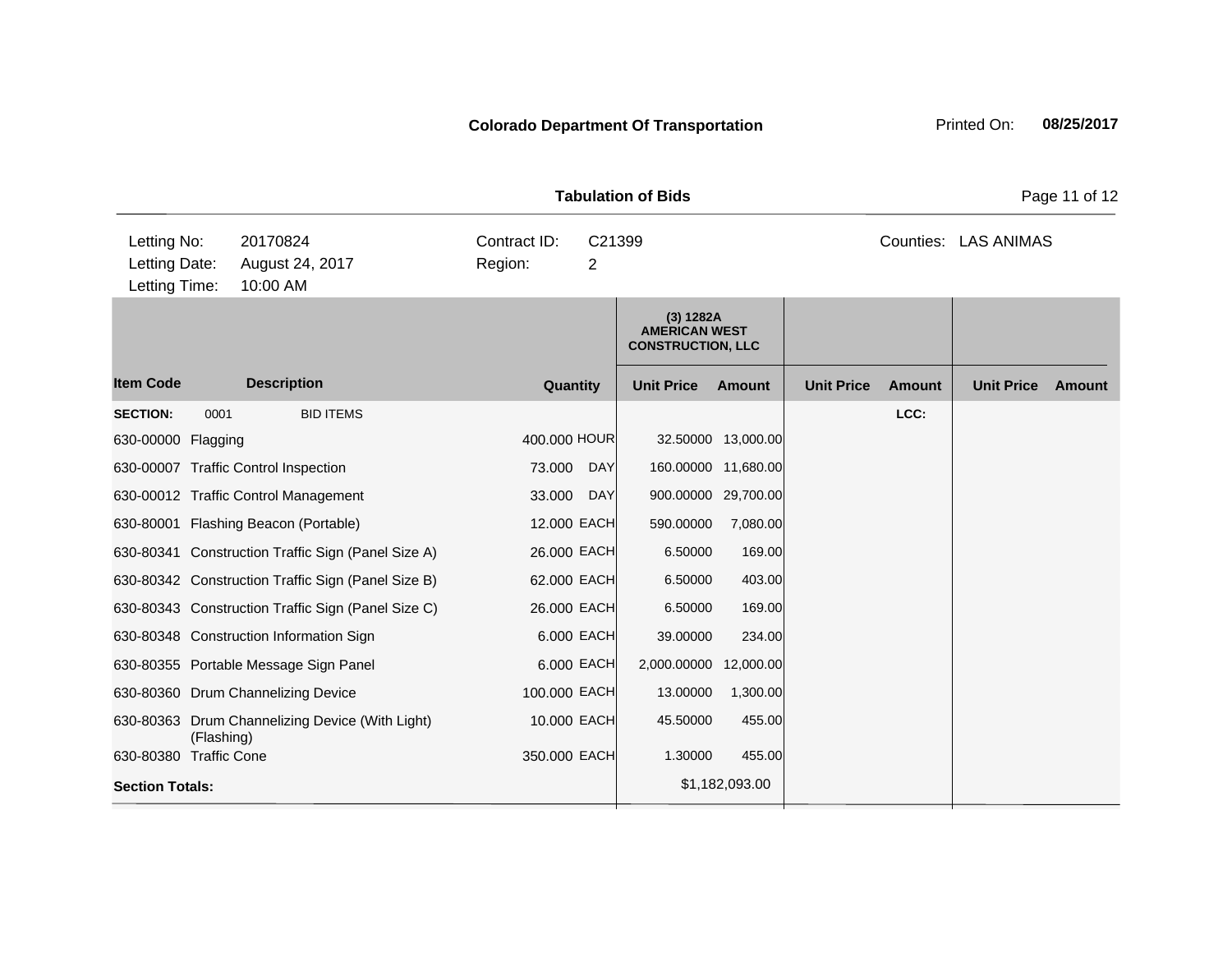**Colorado Department Of Transportation**

Printed On: **08/25/2017**

**Tabulation of Bids**

| | | | |
|---|---|---|---|
| Letting No: | 20170824 | Contract ID: | C21399 |
| Letting Date: | August 24, 2017 | Region: | 2 |
| Letting Time: | 10:00 AM | | |

Counties: LAS ANIMAS

| Item Code | Description | Quantity | | (3) 1282A AMERICAN WEST CONSTRUCTION, LLC | | | | | |
|---|---|---|---|---|---|---|---|---|---|
| | | | | Unit Price | Amount | Unit Price | Amount | Unit Price | Amount |
| **SECTION:** 0001 | BID ITEMS | | | | | | LCC: | | |
| 630-00000 | Flagging | 400.000 | HOUR | 32.50000 | 13,000.00 | | | | |
| 630-00007 | Traffic Control Inspection | 73.000 | DAY | 160.00000 | 11,680.00 | | | | |
| 630-00012 | Traffic Control Management | 33.000 | DAY | 900.00000 | 29,700.00 | | | | |
| 630-80001 | Flashing Beacon (Portable) | 12.000 | EACH | 590.00000 | 7,080.00 | | | | |
| 630-80341 | Construction Traffic Sign (Panel Size A) | 26.000 | EACH | 6.50000 | 169.00 | | | | |
| 630-80342 | Construction Traffic Sign (Panel Size B) | 62.000 | EACH | 6.50000 | 403.00 | | | | |
| 630-80343 | Construction Traffic Sign (Panel Size C) | 26.000 | EACH | 6.50000 | 169.00 | | | | |
| 630-80348 | Construction Information Sign | 6.000 | EACH | 39.00000 | 234.00 | | | | |
| 630-80355 | Portable Message Sign Panel | 6.000 | EACH | 2,000.00000 | 12,000.00 | | | | |
| 630-80360 | Drum Channelizing Device | 100.000 | EACH | 13.00000 | 1,300.00 | | | | |
| 630-80363 | Drum Channelizing Device (With Light) (Flashing) | 10.000 | EACH | 45.50000 | 455.00 | | | | |
| 630-80380 | Traffic Cone | 350.000 | EACH | 1.30000 | 455.00 | | | | |
| **Section Totals:** | | | | | $1,182,093.00 | | | | |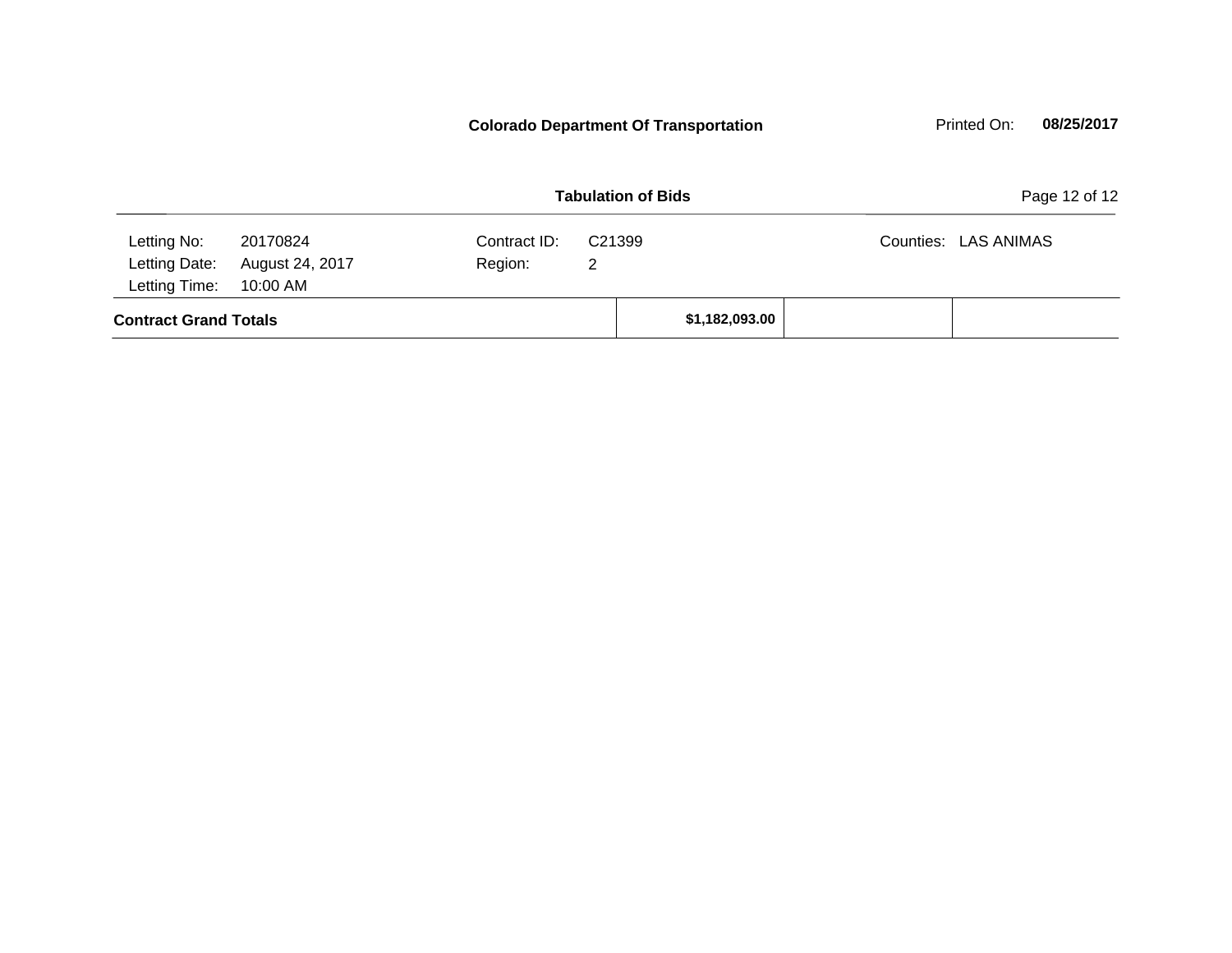**Colorado Department Of Transportation** Printed On: **08/25/2017**

**Tabulation of Bids**

| | | | | | |
|---|---|---|---|---|---|
| Letting No: | 20170824 | Contract ID: | C21399 | Counties: | LAS ANIMAS |
| Letting Date: | August 24, 2017 | Region: | 2 | | |
| Letting Time: | 10:00 AM | | | | |

| | | | |
|---|---|---|---|
| **Contract Grand Totals** | **$1,182,093.00** | | |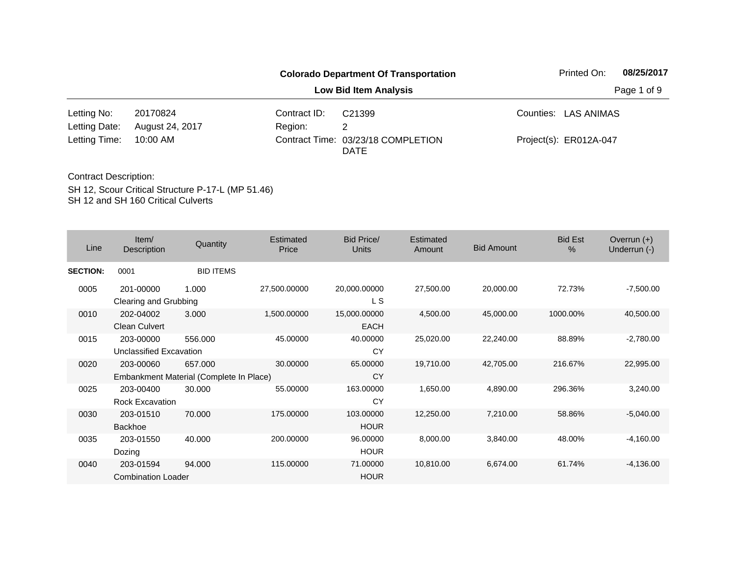**Colorado Department Of Transportation**

**Low Bid Item Analysis**

Printed On: **08/25/2017**

| | | | | | |
|---|---|---|---|---|---|
| Letting No: | 20170824 | Contract ID: | C21399 | Counties: | LAS ANIMAS |
| Letting Date: | August 24, 2017 | Region: | 2 | | |
| Letting Time: | 10:00 AM | Contract Time: | 03/23/18 COMPLETION DATE | Project(s): | ER012A-047 |

Contract Description:

SH 12, Scour Critical Structure P-17-L (MP 51.46)
SH 12 and SH 160 Critical Culverts

| Line | Item/ Description | Quantity | Estimated Price | Bid Price/ Units | Estimated Amount | Bid Amount | Bid Est % | Overrun (+) Underrun (-) |
|---|---|---|---|---|---|---|---|---|
| **SECTION:** | 0001 | BID ITEMS | | | | | | |
| 0005 | 201-00000 Clearing and Grubbing | 1.000 | 27,500.00000 | 20,000.00000 L S | 27,500.00 | 20,000.00 | 72.73% | -7,500.00 |
| 0010 | 202-04002 Clean Culvert | 3.000 | 1,500.00000 | 15,000.00000 EACH | 4,500.00 | 45,000.00 | 1000.00% | 40,500.00 |
| 0015 | 203-00000 Unclassified Excavation | 556.000 | 45.00000 | 40.00000 CY | 25,020.00 | 22,240.00 | 88.89% | -2,780.00 |
| 0020 | 203-00060 Embankment Material (Complete In Place) | 657.000 | 30.00000 | 65.00000 CY | 19,710.00 | 42,705.00 | 216.67% | 22,995.00 |
| 0025 | 203-00400 Rock Excavation | 30.000 | 55.00000 | 163.00000 CY | 1,650.00 | 4,890.00 | 296.36% | 3,240.00 |
| 0030 | 203-01510 Backhoe | 70.000 | 175.00000 | 103.00000 HOUR | 12,250.00 | 7,210.00 | 58.86% | -5,040.00 |
| 0035 | 203-01550 Dozing | 40.000 | 200.00000 | 96.00000 HOUR | 8,000.00 | 3,840.00 | 48.00% | -4,160.00 |
| 0040 | 203-01594 Combination Loader | 94.000 | 115.00000 | 71.00000 HOUR | 10,810.00 | 6,674.00 | 61.74% | -4,136.00 |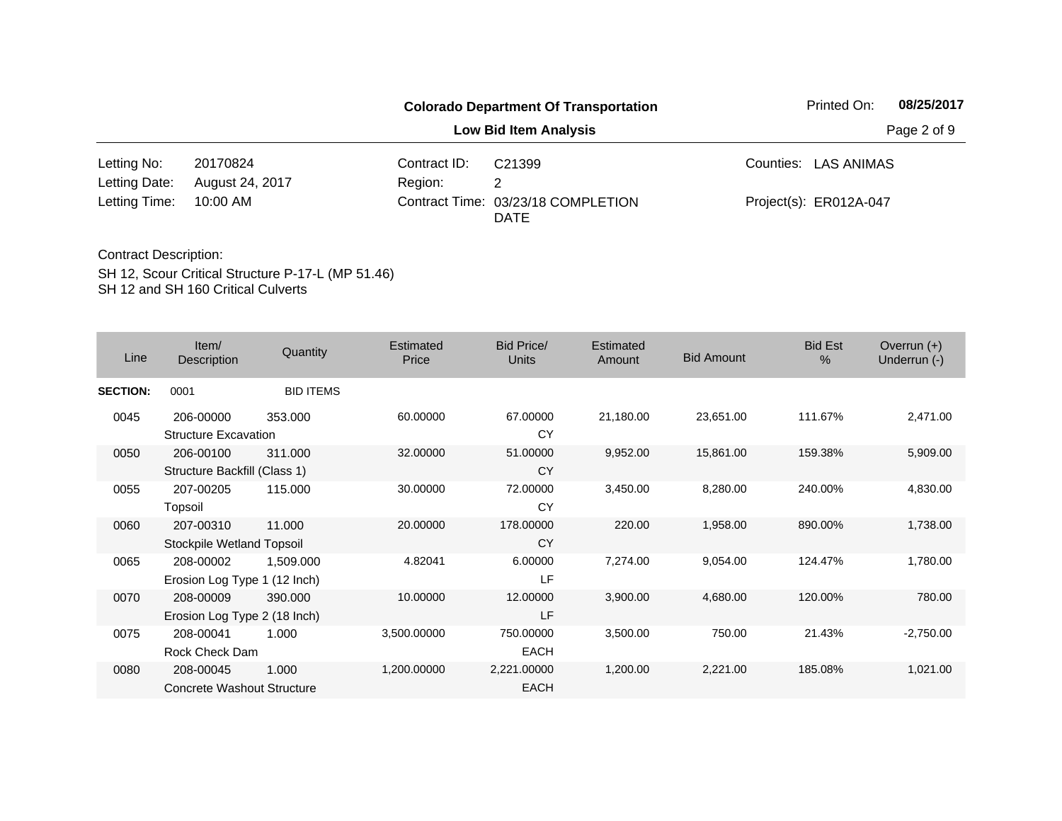**Colorado Department Of Transportation**

**Low Bid Item Analysis**

Printed On: **08/25/2017**

| | | | | | |
|---|---|---|---|---|---|
| Letting No: | 20170824 | Contract ID: | C21399 | Counties: | LAS ANIMAS |
| Letting Date: | August 24, 2017 | Region: | 2 | | |
| Letting Time: | 10:00 AM | Contract Time: | 03/23/18 COMPLETION DATE | Project(s): | ER012A-047 |

Contract Description:

SH 12, Scour Critical Structure P-17-L (MP 51.46)
SH 12 and SH 160 Critical Culverts

| Line | Item/ Description | Quantity | Estimated Price | Bid Price/ Units | Estimated Amount | Bid Amount | Bid Est % | Overrun (+) Underrun (-) |
|---|---|---|---|---|---|---|---|---|
| **SECTION:** | 0001 | BID ITEMS | | | | | | |
| 0045 | 206-00000 Structure Excavation | 353.000 | 60.00000 | 67.00000 CY | 21,180.00 | 23,651.00 | 111.67% | 2,471.00 |
| 0050 | 206-00100 Structure Backfill (Class 1) | 311.000 | 32.00000 | 51.00000 CY | 9,952.00 | 15,861.00 | 159.38% | 5,909.00 |
| 0055 | 207-00205 Topsoil | 115.000 | 30.00000 | 72.00000 CY | 3,450.00 | 8,280.00 | 240.00% | 4,830.00 |
| 0060 | 207-00310 Stockpile Wetland Topsoil | 11.000 | 20.00000 | 178.00000 CY | 220.00 | 1,958.00 | 890.00% | 1,738.00 |
| 0065 | 208-00002 Erosion Log Type 1 (12 Inch) | 1,509.000 | 4.82041 | 6.00000 LF | 7,274.00 | 9,054.00 | 124.47% | 1,780.00 |
| 0070 | 208-00009 Erosion Log Type 2 (18 Inch) | 390.000 | 10.00000 | 12.00000 LF | 3,900.00 | 4,680.00 | 120.00% | 780.00 |
| 0075 | 208-00041 Rock Check Dam | 1.000 | 3,500.00000 | 750.00000 EACH | 3,500.00 | 750.00 | 21.43% | -2,750.00 |
| 0080 | 208-00045 Concrete Washout Structure | 1.000 | 1,200.00000 | 2,221.00000 EACH | 1,200.00 | 2,221.00 | 185.08% | 1,021.00 |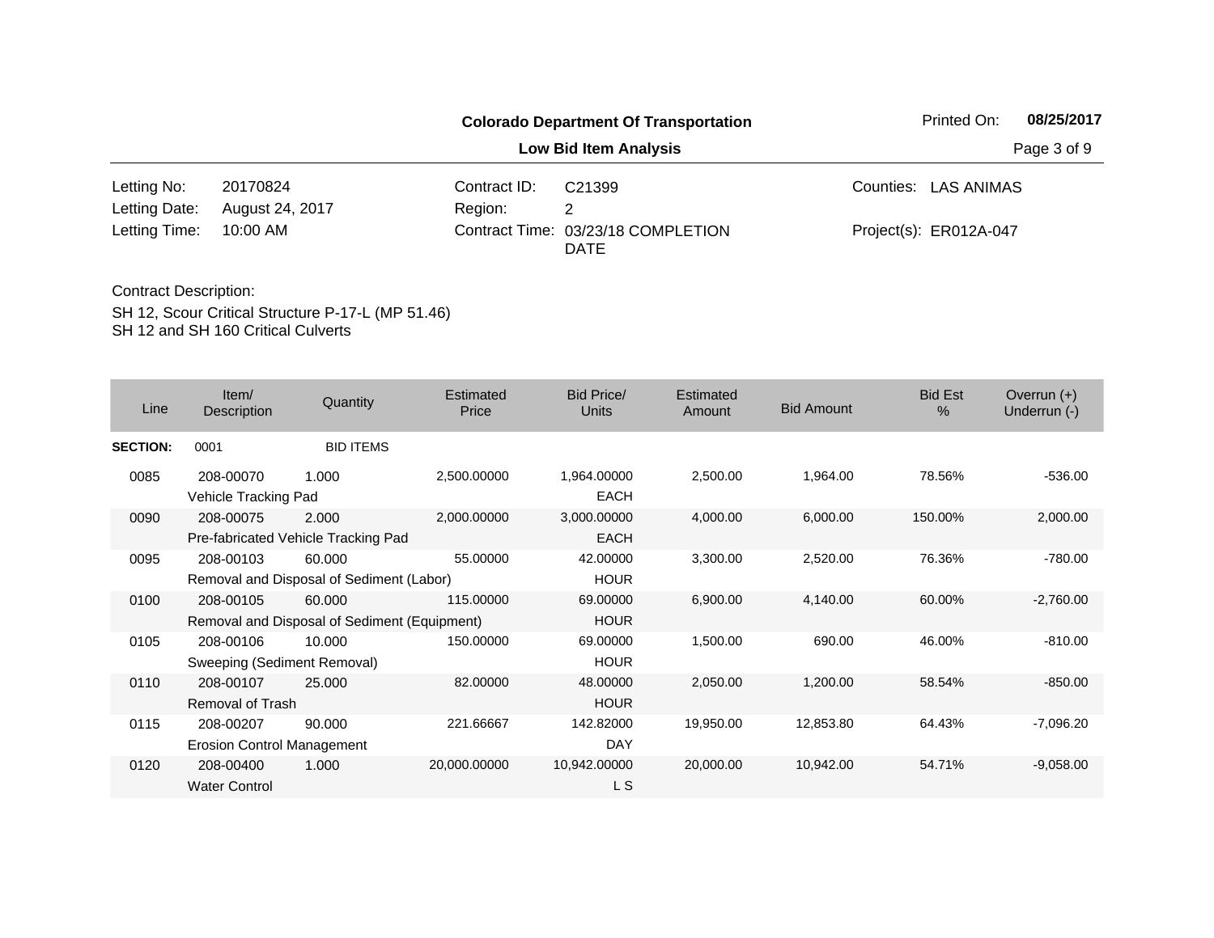**Colorado Department Of Transportation**

**Low Bid Item Analysis**

Printed On: **08/25/2017**

| | | | | | |
|---|---|---|---|---|---|
| Letting No: | 20170824 | Contract ID: | C21399 | Counties: | LAS ANIMAS |
| Letting Date: | August 24, 2017 | Region: | 2 | | |
| Letting Time: | 10:00 AM | Contract Time: | 03/23/18 COMPLETION DATE | Project(s): | ER012A-047 |

Contract Description:

SH 12, Scour Critical Structure P-17-L (MP 51.46)
SH 12 and SH 160 Critical Culverts

| Line | Item/ Description | Quantity | Estimated Price | Bid Price/ Units | Estimated Amount | Bid Amount | Bid Est % | Overrun (+) Underrun (-) |
|---|---|---|---|---|---|---|---|---|
| **SECTION:** | 0001 | BID ITEMS | | | | | | |
| 0085 | 208-00070 Vehicle Tracking Pad | 1.000 | 2,500.00000 | 1,964.00000 EACH | 2,500.00 | 1,964.00 | 78.56% | -536.00 |
| 0090 | 208-00075 Pre-fabricated Vehicle Tracking Pad | 2.000 | 2,000.00000 | 3,000.00000 EACH | 4,000.00 | 6,000.00 | 150.00% | 2,000.00 |
| 0095 | 208-00103 Removal and Disposal of Sediment (Labor) | 60.000 | 55.00000 | 42.00000 HOUR | 3,300.00 | 2,520.00 | 76.36% | -780.00 |
| 0100 | 208-00105 Removal and Disposal of Sediment (Equipment) | 60.000 | 115.00000 | 69.00000 HOUR | 6,900.00 | 4,140.00 | 60.00% | -2,760.00 |
| 0105 | 208-00106 Sweeping (Sediment Removal) | 10.000 | 150.00000 | 69.00000 HOUR | 1,500.00 | 690.00 | 46.00% | -810.00 |
| 0110 | 208-00107 Removal of Trash | 25.000 | 82.00000 | 48.00000 HOUR | 2,050.00 | 1,200.00 | 58.54% | -850.00 |
| 0115 | 208-00207 Erosion Control Management | 90.000 | 221.66667 | 142.82000 DAY | 19,950.00 | 12,853.80 | 64.43% | -7,096.20 |
| 0120 | 208-00400 Water Control | 1.000 | 20,000.00000 | 10,942.00000 L S | 20,000.00 | 10,942.00 | 54.71% | -9,058.00 |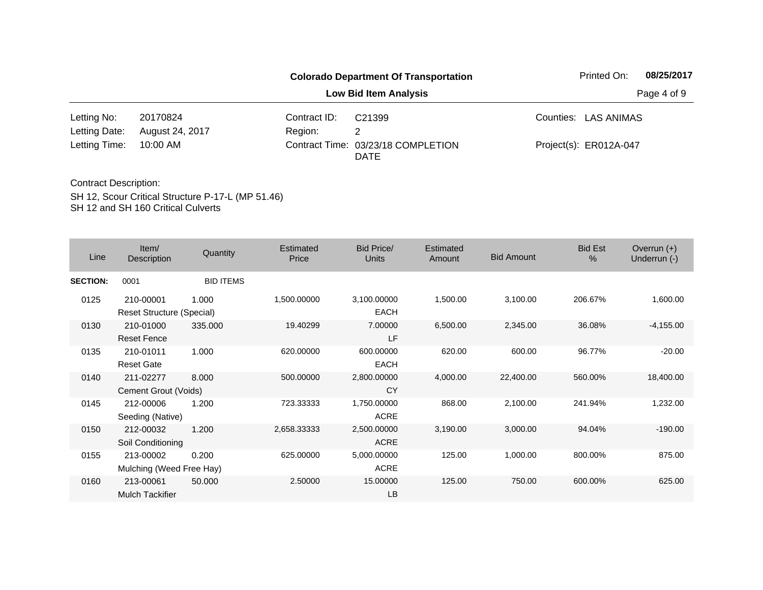**Colorado Department Of Transportation**

**Low Bid Item Analysis**

Printed On: **08/25/2017**

| | | | | | |
|---|---|---|---|---|---|
| Letting No: | 20170824 | Contract ID: | C21399 | Counties: | LAS ANIMAS |
| Letting Date: | August 24, 2017 | Region: | 2 | | |
| Letting Time: | 10:00 AM | Contract Time: | 03/23/18 COMPLETION DATE | Project(s): | ER012A-047 |

Contract Description:

SH 12, Scour Critical Structure P-17-L (MP 51.46)
SH 12 and SH 160 Critical Culverts

| Line | Item/ Description | Quantity | Estimated Price | Bid Price/ Units | Estimated Amount | Bid Amount | Bid Est % | Overrun (+) Underrun (-) |
|---|---|---|---|---|---|---|---|---|
| **SECTION:** | 0001 | BID ITEMS | | | | | | |
| 0125 | 210-00001 Reset Structure (Special) | 1.000 | 1,500.00000 | 3,100.00000 EACH | 1,500.00 | 3,100.00 | 206.67% | 1,600.00 |
| 0130 | 210-01000 Reset Fence | 335.000 | 19.40299 | 7.00000 LF | 6,500.00 | 2,345.00 | 36.08% | -4,155.00 |
| 0135 | 210-01011 Reset Gate | 1.000 | 620.00000 | 600.00000 EACH | 620.00 | 600.00 | 96.77% | -20.00 |
| 0140 | 211-02277 Cement Grout (Voids) | 8.000 | 500.00000 | 2,800.00000 CY | 4,000.00 | 22,400.00 | 560.00% | 18,400.00 |
| 0145 | 212-00006 Seeding (Native) | 1.200 | 723.33333 | 1,750.00000 ACRE | 868.00 | 2,100.00 | 241.94% | 1,232.00 |
| 0150 | 212-00032 Soil Conditioning | 1.200 | 2,658.33333 | 2,500.00000 ACRE | 3,190.00 | 3,000.00 | 94.04% | -190.00 |
| 0155 | 213-00002 Mulching (Weed Free Hay) | 0.200 | 625.00000 | 5,000.00000 ACRE | 125.00 | 1,000.00 | 800.00% | 875.00 |
| 0160 | 213-00061 Mulch Tackifier | 50.000 | 2.50000 | 15.00000 LB | 125.00 | 750.00 | 600.00% | 625.00 |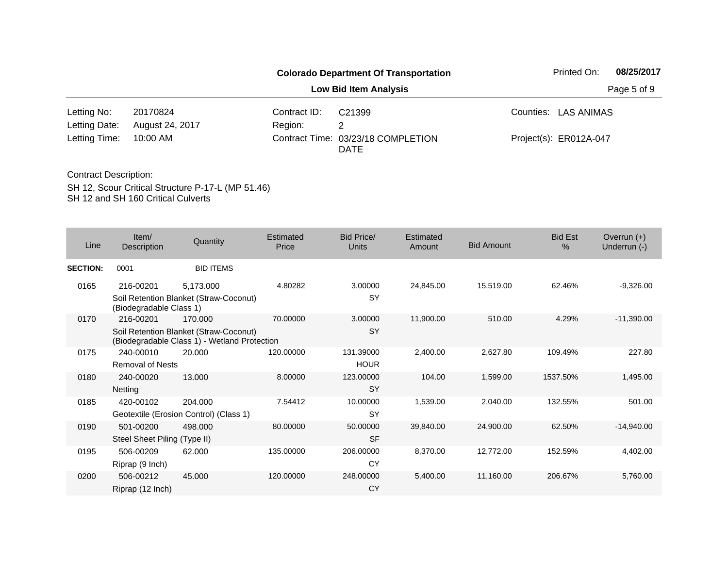**Colorado Department Of Transportation**

**Low Bid Item Analysis**

Printed On: **08/25/2017**

| | | | | | |
|---|---|---|---|---|---|
| Letting No: | 20170824 | Contract ID: | C21399 | Counties: | LAS ANIMAS |
| Letting Date: | August 24, 2017 | Region: | 2 | | |
| Letting Time: | 10:00 AM | Contract Time: | 03/23/18 COMPLETION DATE | Project(s): | ER012A-047 |

Contract Description:

SH 12, Scour Critical Structure P-17-L (MP 51.46)
SH 12 and SH 160 Critical Culverts

| Line | Item/ Description | Quantity | Estimated Price | Bid Price/ Units | Estimated Amount | Bid Amount | Bid Est % | Overrun (+) Underrun (-) |
|---|---|---|---|---|---|---|---|---|
| **SECTION:** | 0001 | BID ITEMS | | | | | | |
| 0165 | 216-00201 Soil Retention Blanket (Straw-Coconut) (Biodegradable Class 1) | 5,173.000 | 4.80282 | 3.00000 SY | 24,845.00 | 15,519.00 | 62.46% | -9,326.00 |
| 0170 | 216-00201 Soil Retention Blanket (Straw-Coconut) (Biodegradable Class 1) - Wetland Protection | 170.000 | 70.00000 | 3.00000 SY | 11,900.00 | 510.00 | 4.29% | -11,390.00 |
| 0175 | 240-00010 Removal of Nests | 20.000 | 120.00000 | 131.39000 HOUR | 2,400.00 | 2,627.80 | 109.49% | 227.80 |
| 0180 | 240-00020 Netting | 13.000 | 8.00000 | 123.00000 SY | 104.00 | 1,599.00 | 1537.50% | 1,495.00 |
| 0185 | 420-00102 Geotextile (Erosion Control) (Class 1) | 204.000 | 7.54412 | 10.00000 SY | 1,539.00 | 2,040.00 | 132.55% | 501.00 |
| 0190 | 501-00200 Steel Sheet Piling (Type II) | 498.000 | 80.00000 | 50.00000 SF | 39,840.00 | 24,900.00 | 62.50% | -14,940.00 |
| 0195 | 506-00209 Riprap (9 Inch) | 62.000 | 135.00000 | 206.00000 CY | 8,370.00 | 12,772.00 | 152.59% | 4,402.00 |
| 0200 | 506-00212 Riprap (12 Inch) | 45.000 | 120.00000 | 248.00000 CY | 5,400.00 | 11,160.00 | 206.67% | 5,760.00 |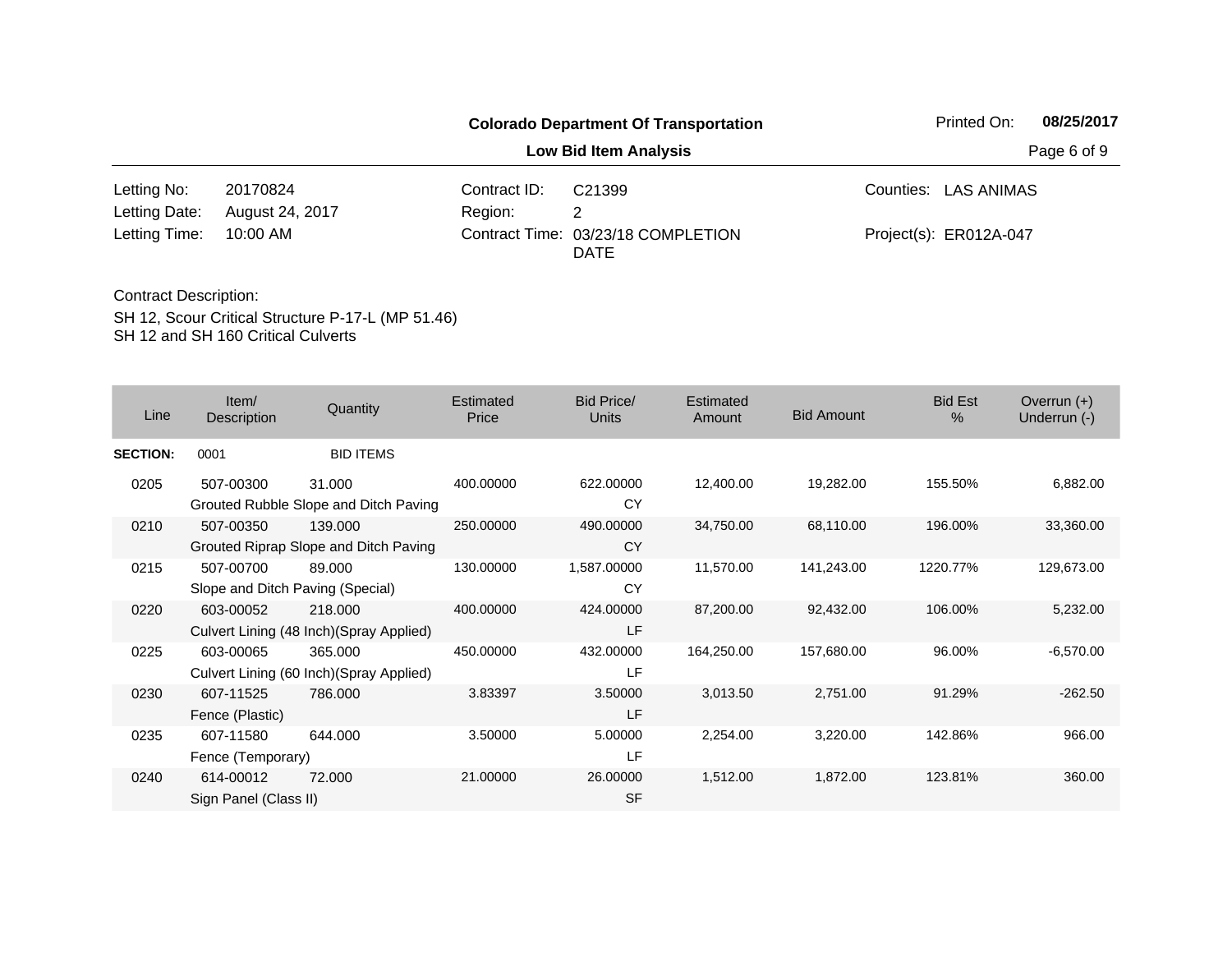**Colorado Department Of Transportation**

Printed On: **08/25/2017**

**Low Bid Item Analysis**

| | | | | | |
|---|---|---|---|---|---|
| Letting No: | 20170824 | Contract ID: | C21399 | Counties: | LAS ANIMAS |
| Letting Date: | August 24, 2017 | Region: | 2 | | |
| Letting Time: | 10:00 AM | Contract Time: | 03/23/18 COMPLETION DATE | Project(s): | ER012A-047 |

Contract Description:

SH 12, Scour Critical Structure P-17-L (MP 51.46)
SH 12 and SH 160 Critical Culverts

| Line | Item/ Description | Quantity | Estimated Price | Bid Price/ Units | Estimated Amount | Bid Amount | Bid Est % | Overrun (+) Underrun (-) |
|---|---|---|---|---|---|---|---|---|
| **SECTION:** | 0001 | BID ITEMS | | | | | | |
| 0205 | 507-00300 Grouted Rubble Slope and Ditch Paving | 31.000 | 400.00000 | 622.00000 CY | 12,400.00 | 19,282.00 | 155.50% | 6,882.00 |
| 0210 | 507-00350 Grouted Riprap Slope and Ditch Paving | 139.000 | 250.00000 | 490.00000 CY | 34,750.00 | 68,110.00 | 196.00% | 33,360.00 |
| 0215 | 507-00700 Slope and Ditch Paving (Special) | 89.000 | 130.00000 | 1,587.00000 CY | 11,570.00 | 141,243.00 | 1220.77% | 129,673.00 |
| 0220 | 603-00052 Culvert Lining (48 Inch)(Spray Applied) | 218.000 | 400.00000 | 424.00000 LF | 87,200.00 | 92,432.00 | 106.00% | 5,232.00 |
| 0225 | 603-00065 Culvert Lining (60 Inch)(Spray Applied) | 365.000 | 450.00000 | 432.00000 LF | 164,250.00 | 157,680.00 | 96.00% | -6,570.00 |
| 0230 | 607-11525 Fence (Plastic) | 786.000 | 3.83397 | 3.50000 LF | 3,013.50 | 2,751.00 | 91.29% | -262.50 |
| 0235 | 607-11580 Fence (Temporary) | 644.000 | 3.50000 | 5.00000 LF | 2,254.00 | 3,220.00 | 142.86% | 966.00 |
| 0240 | 614-00012 Sign Panel (Class II) | 72.000 | 21.00000 | 26.00000 SF | 1,512.00 | 1,872.00 | 123.81% | 360.00 |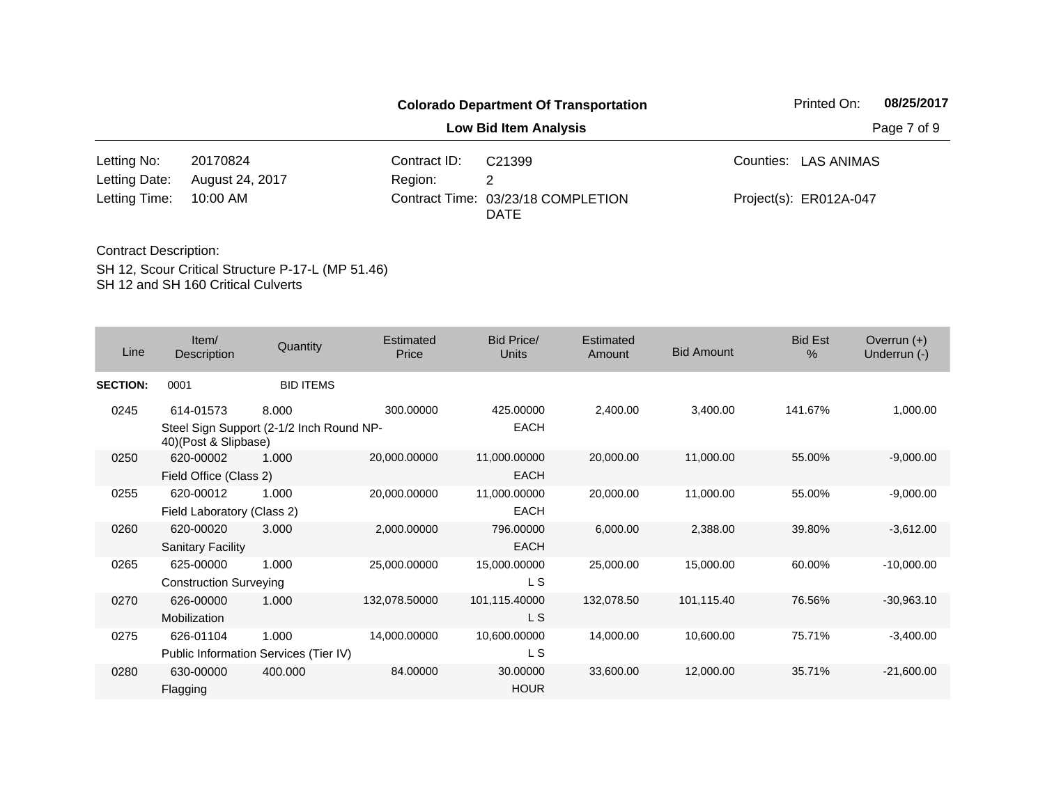**Colorado Department Of Transportation**

**Low Bid Item Analysis**

Printed On: **08/25/2017**

| | | | | | |
|---|---|---|---|---|---|
| Letting No: | 20170824 | Contract ID: | C21399 | Counties: | LAS ANIMAS |
| Letting Date: | August 24, 2017 | Region: | 2 | | |
| Letting Time: | 10:00 AM | Contract Time: | 03/23/18 COMPLETION DATE | Project(s): | ER012A-047 |

Contract Description:

SH 12, Scour Critical Structure P-17-L (MP 51.46)
SH 12 and SH 160 Critical Culverts

| Line | Item/ Description | Quantity | Estimated Price | Bid Price/ Units | Estimated Amount | Bid Amount | Bid Est % | Overrun (+) Underrun (-) |
|---|---|---|---|---|---|---|---|---|
| **SECTION:** | 0001 | BID ITEMS | | | | | | |
| 0245 | 614-01573 Steel Sign Support (2-1/2 Inch Round NP-40)(Post & Slipbase) | 8.000 | 300.00000 | 425.00000 EACH | 2,400.00 | 3,400.00 | 141.67% | 1,000.00 |
| 0250 | 620-00002 Field Office (Class 2) | 1.000 | 20,000.00000 | 11,000.00000 EACH | 20,000.00 | 11,000.00 | 55.00% | -9,000.00 |
| 0255 | 620-00012 Field Laboratory (Class 2) | 1.000 | 20,000.00000 | 11,000.00000 EACH | 20,000.00 | 11,000.00 | 55.00% | -9,000.00 |
| 0260 | 620-00020 Sanitary Facility | 3.000 | 2,000.00000 | 796.00000 EACH | 6,000.00 | 2,388.00 | 39.80% | -3,612.00 |
| 0265 | 625-00000 Construction Surveying | 1.000 | 25,000.00000 | 15,000.00000 L S | 25,000.00 | 15,000.00 | 60.00% | -10,000.00 |
| 0270 | 626-00000 Mobilization | 1.000 | 132,078.50000 | 101,115.40000 L S | 132,078.50 | 101,115.40 | 76.56% | -30,963.10 |
| 0275 | 626-01104 Public Information Services (Tier IV) | 1.000 | 14,000.00000 | 10,600.00000 L S | 14,000.00 | 10,600.00 | 75.71% | -3,400.00 |
| 0280 | 630-00000 Flagging | 400.000 | 84.00000 | 30.00000 HOUR | 33,600.00 | 12,000.00 | 35.71% | -21,600.00 |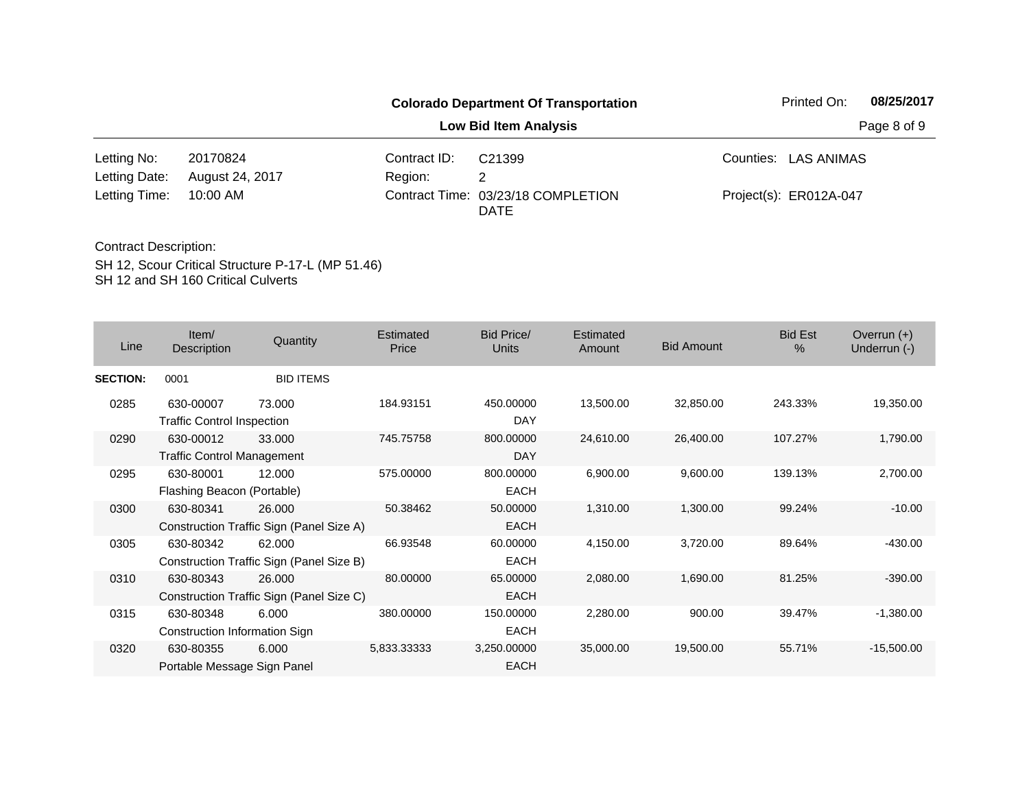**Colorado Department Of Transportation**

**Low Bid Item Analysis**

Printed On: **08/25/2017**

| | | | | | |
|---|---|---|---|---|---|
| Letting No: | 20170824 | Contract ID: | C21399 | Counties: | LAS ANIMAS |
| Letting Date: | August 24, 2017 | Region: | 2 | | |
| Letting Time: | 10:00 AM | Contract Time: | 03/23/18 COMPLETION DATE | Project(s): | ER012A-047 |

Contract Description:

SH 12, Scour Critical Structure P-17-L (MP 51.46)
SH 12 and SH 160 Critical Culverts

| Line | Item/ Description | Quantity | Estimated Price | Bid Price/ Units | Estimated Amount | Bid Amount | Bid Est % | Overrun (+) Underrun (-) |
|---|---|---|---|---|---|---|---|---|
| **SECTION:** | 0001 | BID ITEMS | | | | | | |
| 0285 | 630-00007 Traffic Control Inspection | 73.000 | 184.93151 | 450.00000 DAY | 13,500.00 | 32,850.00 | 243.33% | 19,350.00 |
| 0290 | 630-00012 Traffic Control Management | 33.000 | 745.75758 | 800.00000 DAY | 24,610.00 | 26,400.00 | 107.27% | 1,790.00 |
| 0295 | 630-80001 Flashing Beacon (Portable) | 12.000 | 575.00000 | 800.00000 EACH | 6,900.00 | 9,600.00 | 139.13% | 2,700.00 |
| 0300 | 630-80341 Construction Traffic Sign (Panel Size A) | 26.000 | 50.38462 | 50.00000 EACH | 1,310.00 | 1,300.00 | 99.24% | -10.00 |
| 0305 | 630-80342 Construction Traffic Sign (Panel Size B) | 62.000 | 66.93548 | 60.00000 EACH | 4,150.00 | 3,720.00 | 89.64% | -430.00 |
| 0310 | 630-80343 Construction Traffic Sign (Panel Size C) | 26.000 | 80.00000 | 65.00000 EACH | 2,080.00 | 1,690.00 | 81.25% | -390.00 |
| 0315 | 630-80348 Construction Information Sign | 6.000 | 380.00000 | 150.00000 EACH | 2,280.00 | 900.00 | 39.47% | -1,380.00 |
| 0320 | 630-80355 Portable Message Sign Panel | 6.000 | 5,833.33333 | 3,250.00000 EACH | 35,000.00 | 19,500.00 | 55.71% | -15,500.00 |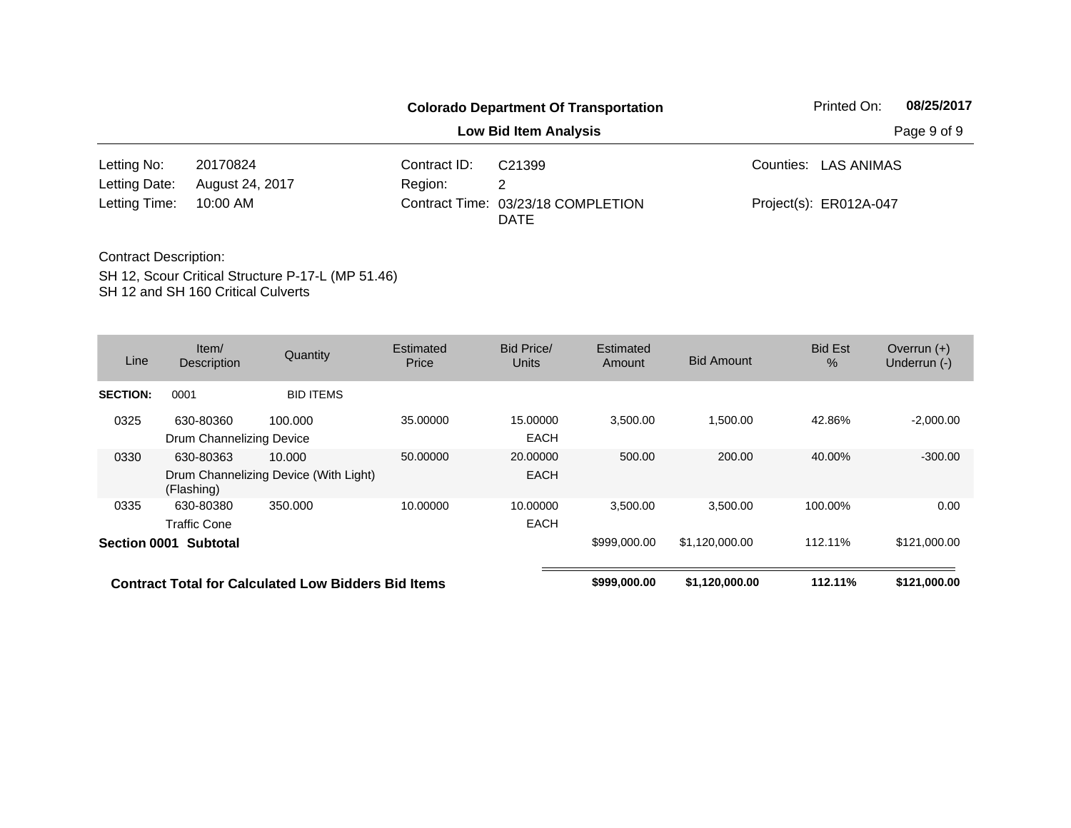**Colorado Department Of Transportation**

Printed On: **08/25/2017**

**Low Bid Item Analysis**

| | | | | | |
|---|---|---|---|---|---|
| Letting No: | 20170824 | Contract ID: | C21399 | Counties: | LAS ANIMAS |
| Letting Date: | August 24, 2017 | Region: | 2 | | |
| Letting Time: | 10:00 AM | Contract Time: | 03/23/18 COMPLETION DATE | Project(s): | ER012A-047 |

Contract Description:

SH 12, Scour Critical Structure P-17-L (MP 51.46)
SH 12 and SH 160 Critical Culverts

| Line | Item/ Description | Quantity | Estimated Price | Bid Price/ Units | Estimated Amount | Bid Amount | Bid Est % | Overrun (+) Underrun (-) |
|---|---|---|---|---|---|---|---|---|
| **SECTION:** | 0001 | BID ITEMS | | | | | | |
| 0325 | 630-80360 Drum Channelizing Device | 100.000 | 35.00000 | 15.00000 EACH | 3,500.00 | 1,500.00 | 42.86% | -2,000.00 |
| 0330 | 630-80363 Drum Channelizing Device (With Light) (Flashing) | 10.000 | 50.00000 | 20.00000 EACH | 500.00 | 200.00 | 40.00% | -300.00 |
| 0335 | 630-80380 Traffic Cone | 350.000 | 10.00000 | 10.00000 EACH | 3,500.00 | 3,500.00 | 100.00% | 0.00 |
| **Section 0001 Subtotal** | | | | | $999,000.00 | $1,120,000.00 | 112.11% | $121,000.00 |
| **Contract Total for Calculated Low Bidders Bid Items** | | | | | **$999,000.00** | **$1,120,000.00** | **112.11%** | **$121,000.00** |